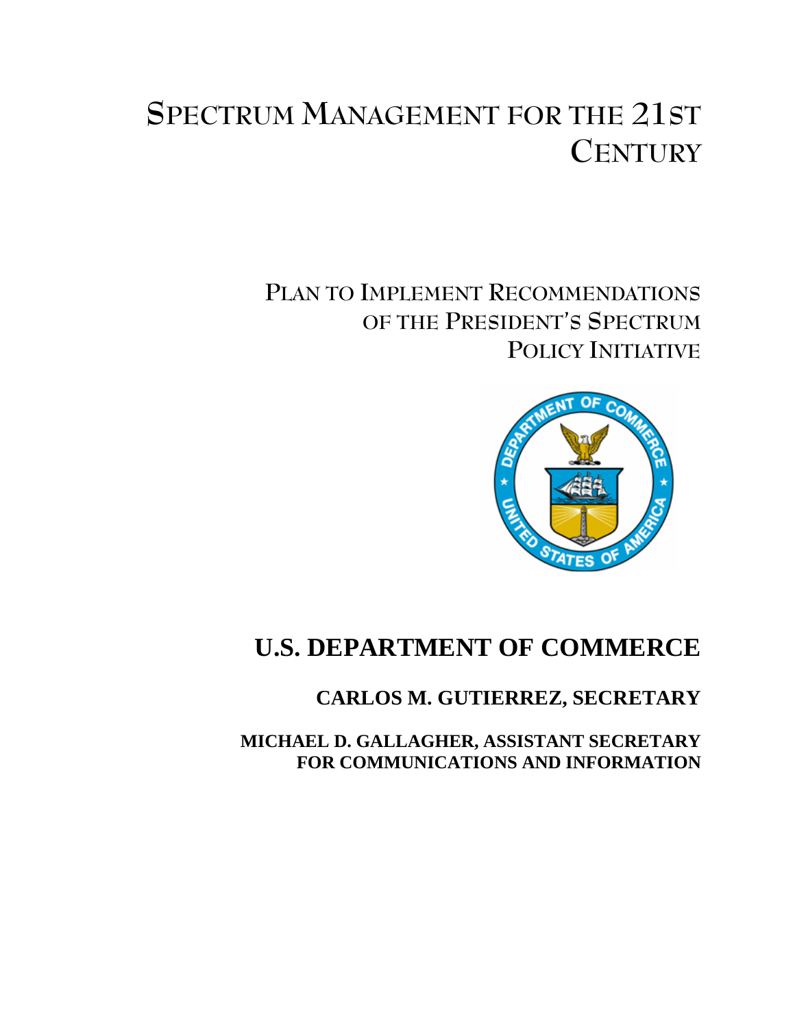# Spectrum Management for the 21st Century

## Plan to Implement Recommendations of the President's Spectrum Policy Initiative

# U.S. DEPARTMENT OF COMMERCE

**CARLOS M. GUTIERREZ, SECRETARY**

**MICHAEL D. GALLAGHER, ASSISTANT SECRETARY FOR COMMUNICATIONS AND INFORMATION**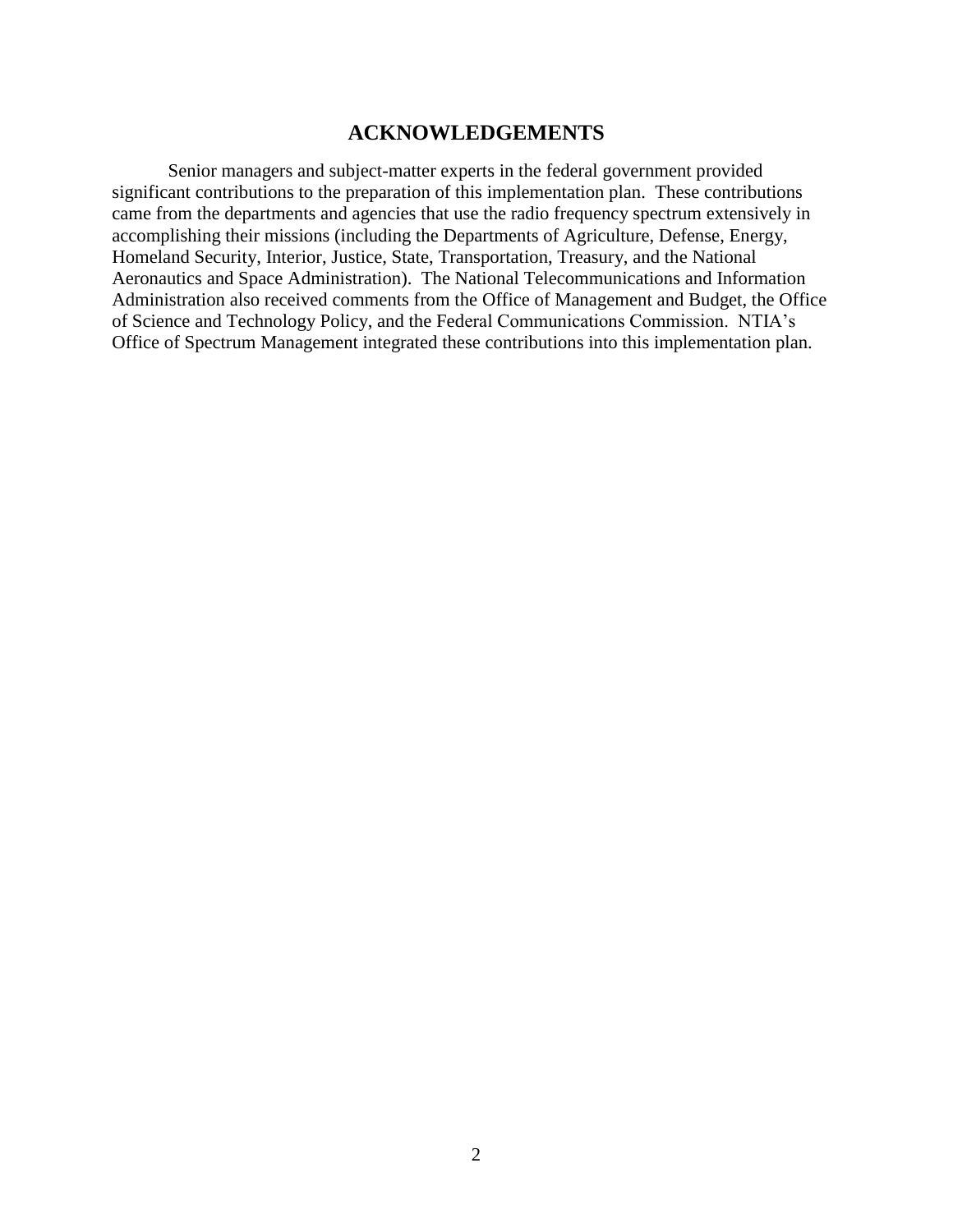## ACKNOWLEDGEMENTS

Senior managers and subject-matter experts in the federal government provided significant contributions to the preparation of this implementation plan. These contributions came from the departments and agencies that use the radio frequency spectrum extensively in accomplishing their missions (including the Departments of Agriculture, Defense, Energy, Homeland Security, Interior, Justice, State, Transportation, Treasury, and the National Aeronautics and Space Administration). The National Telecommunications and Information Administration also received comments from the Office of Management and Budget, the Office of Science and Technology Policy, and the Federal Communications Commission. NTIA's Office of Spectrum Management integrated these contributions into this implementation plan.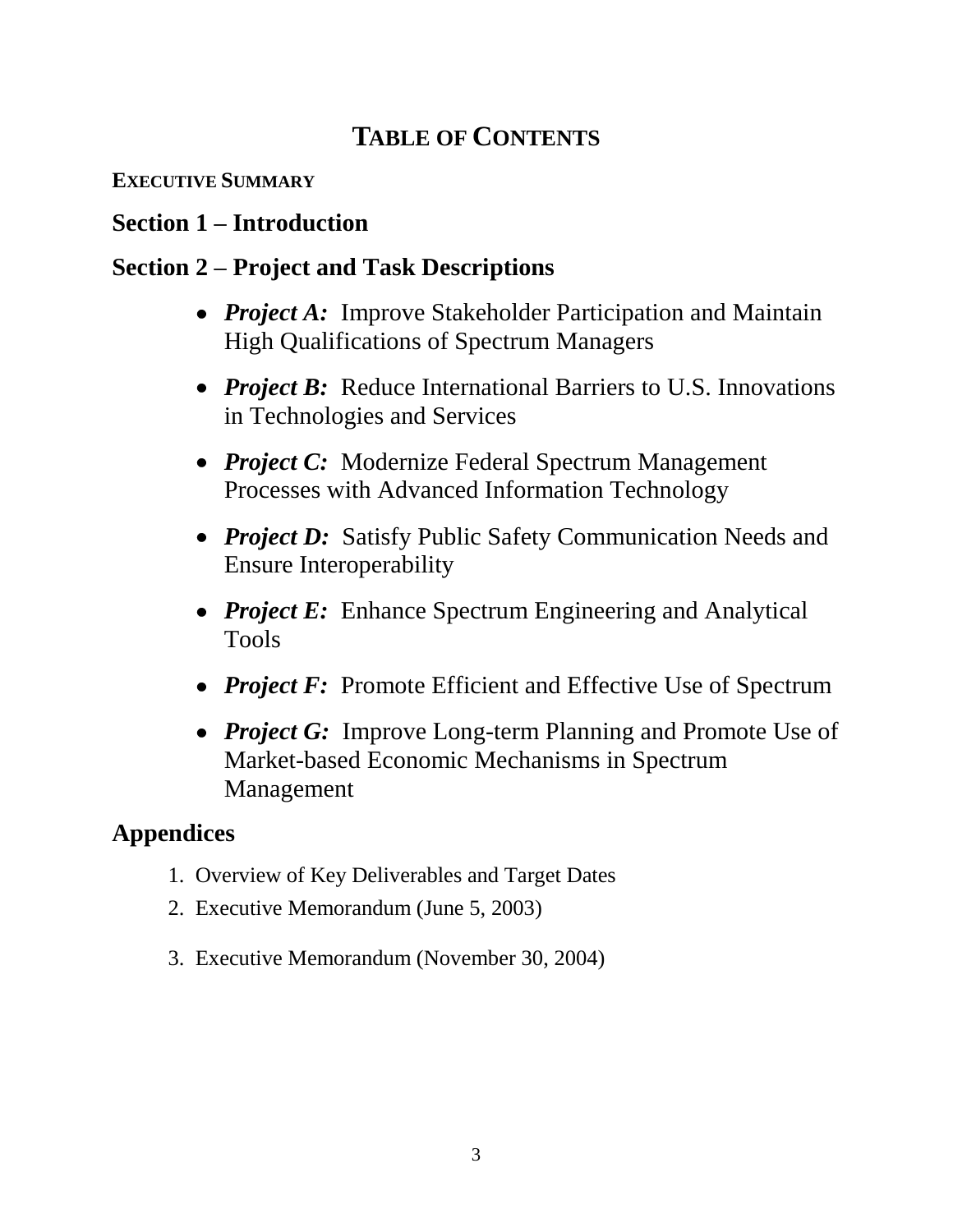# TABLE OF CONTENTS

**EXECUTIVE SUMMARY**

## Section 1 – Introduction

## Section 2 – Project and Task Descriptions

- ***Project A:*** Improve Stakeholder Participation and Maintain High Qualifications of Spectrum Managers
- ***Project B:*** Reduce International Barriers to U.S. Innovations in Technologies and Services
- ***Project C:*** Modernize Federal Spectrum Management Processes with Advanced Information Technology
- ***Project D:*** Satisfy Public Safety Communication Needs and Ensure Interoperability
- ***Project E:*** Enhance Spectrum Engineering and Analytical Tools
- ***Project F:*** Promote Efficient and Effective Use of Spectrum
- ***Project G:*** Improve Long-term Planning and Promote Use of Market-based Economic Mechanisms in Spectrum Management

## Appendices

1. Overview of Key Deliverables and Target Dates
2. Executive Memorandum (June 5, 2003)
3. Executive Memorandum (November 30, 2004)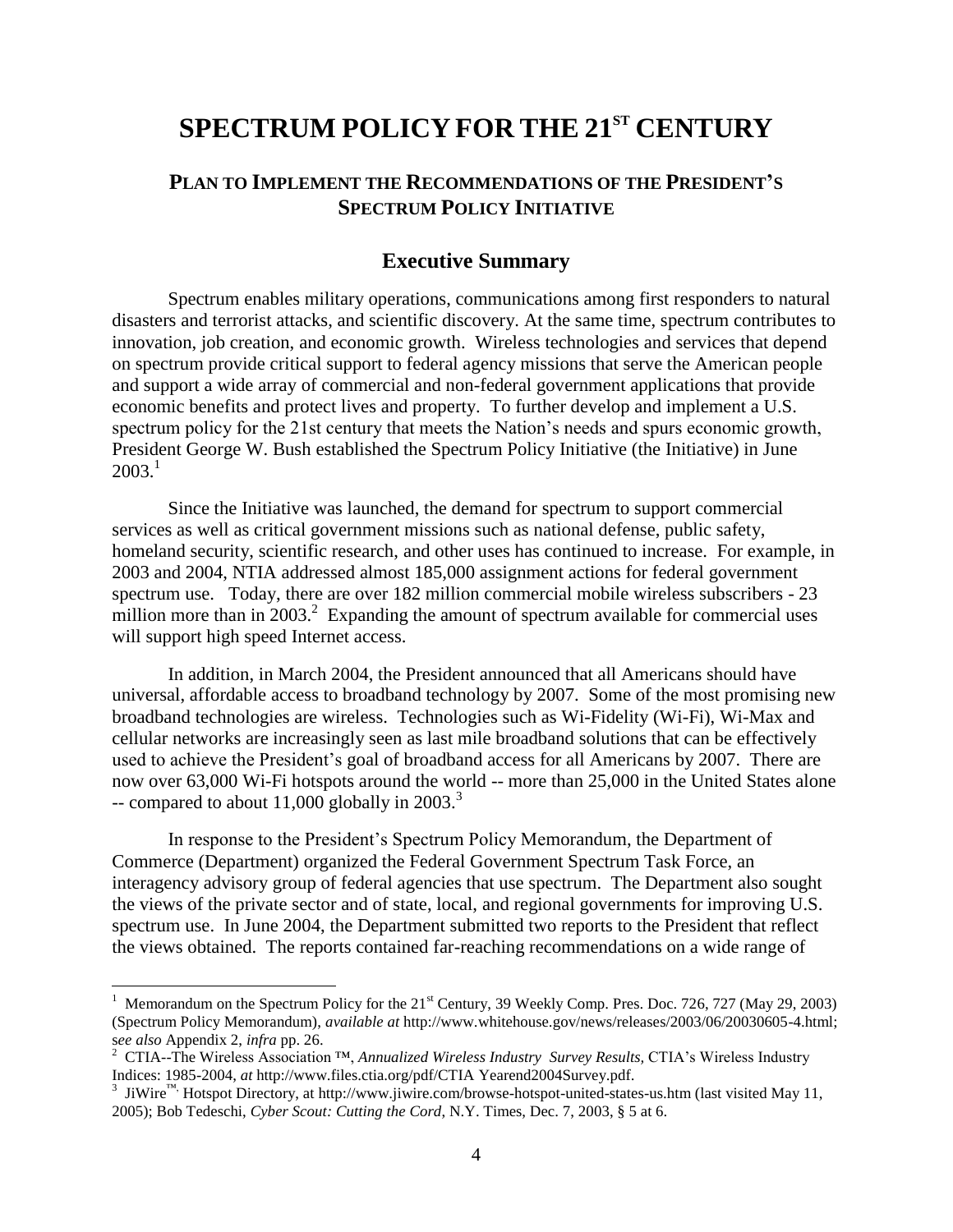# SPECTRUM POLICY FOR THE 21ST CENTURY

## PLAN TO IMPLEMENT THE RECOMMENDATIONS OF THE PRESIDENT'S SPECTRUM POLICY INITIATIVE

### Executive Summary

Spectrum enables military operations, communications among first responders to natural disasters and terrorist attacks, and scientific discovery. At the same time, spectrum contributes to innovation, job creation, and economic growth. Wireless technologies and services that depend on spectrum provide critical support to federal agency missions that serve the American people and support a wide array of commercial and non-federal government applications that provide economic benefits and protect lives and property. To further develop and implement a U.S. spectrum policy for the 21st century that meets the Nation's needs and spurs economic growth, President George W. Bush established the Spectrum Policy Initiative (the Initiative) in June 2003.[1]

Since the Initiative was launched, the demand for spectrum to support commercial services as well as critical government missions such as national defense, public safety, homeland security, scientific research, and other uses has continued to increase. For example, in 2003 and 2004, NTIA addressed almost 185,000 assignment actions for federal government spectrum use. Today, there are over 182 million commercial mobile wireless subscribers - 23 million more than in 2003.[2] Expanding the amount of spectrum available for commercial uses will support high speed Internet access.

In addition, in March 2004, the President announced that all Americans should have universal, affordable access to broadband technology by 2007. Some of the most promising new broadband technologies are wireless. Technologies such as Wi-Fidelity (Wi-Fi), Wi-Max and cellular networks are increasingly seen as last mile broadband solutions that can be effectively used to achieve the President's goal of broadband access for all Americans by 2007. There are now over 63,000 Wi-Fi hotspots around the world -- more than 25,000 in the United States alone -- compared to about 11,000 globally in 2003.[3]

In response to the President's Spectrum Policy Memorandum, the Department of Commerce (Department) organized the Federal Government Spectrum Task Force, an interagency advisory group of federal agencies that use spectrum. The Department also sought the views of the private sector and of state, local, and regional governments for improving U.S. spectrum use. In June 2004, the Department submitted two reports to the President that reflect the views obtained. The reports contained far-reaching recommendations on a wide range of

---

[1] Memorandum on the Spectrum Policy for the 21st Century, 39 Weekly Comp. Pres. Doc. 726, 727 (May 29, 2003) (Spectrum Policy Memorandum), *available at* http://www.whitehouse.gov/news/releases/2003/06/20030605-4.html; *see also* Appendix 2, *infra* pp. 26.

[2] CTIA--The Wireless Association ™, *Annualized Wireless Industry Survey Results,* CTIA's Wireless Industry Indices: 1985-2004, *at* http://www.files.ctia.org/pdf/CTIA Yearend2004Survey.pdf.

[3] JiWire™, Hotspot Directory, at http://www.jiwire.com/browse-hotspot-united-states-us.htm (last visited May 11, 2005); Bob Tedeschi, *Cyber Scout: Cutting the Cord*, N.Y. Times, Dec. 7, 2003, § 5 at 6.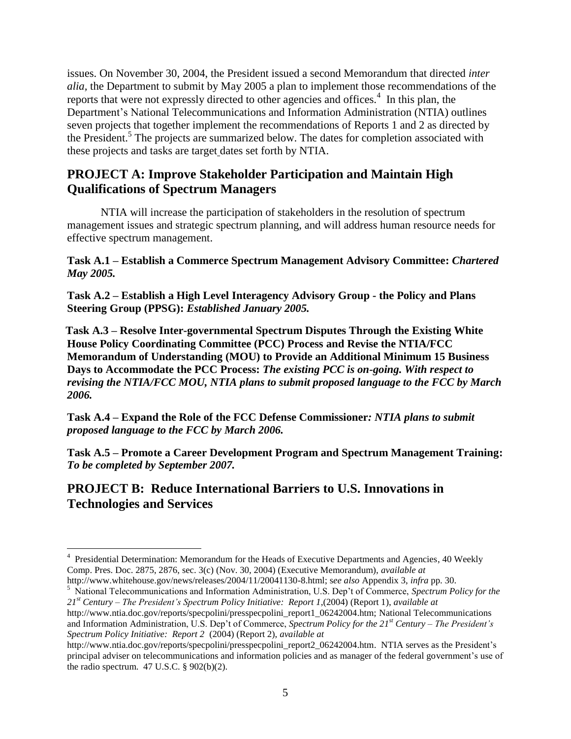issues. On November 30, 2004, the President issued a second Memorandum that directed *inter alia*, the Department to submit by May 2005 a plan to implement those recommendations of the reports that were not expressly directed to other agencies and offices.[4] In this plan, the Department's National Telecommunications and Information Administration (NTIA) outlines seven projects that together implement the recommendations of Reports 1 and 2 as directed by the President.[5] The projects are summarized below. The dates for completion associated with these projects and tasks are target dates set forth by NTIA.

## PROJECT A: Improve Stakeholder Participation and Maintain High Qualifications of Spectrum Managers

NTIA will increase the participation of stakeholders in the resolution of spectrum management issues and strategic spectrum planning, and will address human resource needs for effective spectrum management.

**Task A.1 – Establish a Commerce Spectrum Management Advisory Committee:** ***Chartered May 2005.***

**Task A.2 – Establish a High Level Interagency Advisory Group - the Policy and Plans Steering Group (PPSG):** ***Established January 2005.***

**Task A.3 – Resolve Inter-governmental Spectrum Disputes Through the Existing White House Policy Coordinating Committee (PCC) Process and Revise the NTIA/FCC Memorandum of Understanding (MOU) to Provide an Additional Minimum 15 Business Days to Accommodate the PCC Process:** ***The existing PCC is on-going. With respect to revising the NTIA/FCC MOU, NTIA plans to submit proposed language to the FCC by March 2006.***

**Task A.4 – Expand the Role of the FCC Defense Commissioner:** ***NTIA plans to submit proposed language to the FCC by March 2006.***

**Task A.5 – Promote a Career Development Program and Spectrum Management Training:** ***To be completed by September 2007.***

## PROJECT B: Reduce International Barriers to U.S. Innovations in Technologies and Services

---

[4] Presidential Determination: Memorandum for the Heads of Executive Departments and Agencies, 40 Weekly Comp. Pres. Doc. 2875, 2876, sec. 3(c) (Nov. 30, 2004) (Executive Memorandum), *available at* http://www.whitehouse.gov/news/releases/2004/11/20041130-8.html; *see also* Appendix 3, *infra* pp. 30.

[5] National Telecommunications and Information Administration, U.S. Dep't of Commerce, *Spectrum Policy for the 21st Century – The President's Spectrum Policy Initiative: Report 1*,(2004) (Report 1), *available at* http://www.ntia.doc.gov/reports/specpolini/presspecpolini_report1_06242004.htm; National Telecommunications and Information Administration, U.S. Dep't of Commerce, *Spectrum Policy for the 21st Century – The President's Spectrum Policy Initiative: Report 2* (2004) (Report 2), *available at* http://www.ntia.doc.gov/reports/specpolini/presspecpolini_report2_06242004.htm. NTIA serves as the President's principal adviser on telecommunications and information policies and as manager of the federal government's use of the radio spectrum. 47 U.S.C. § 902(b)(2).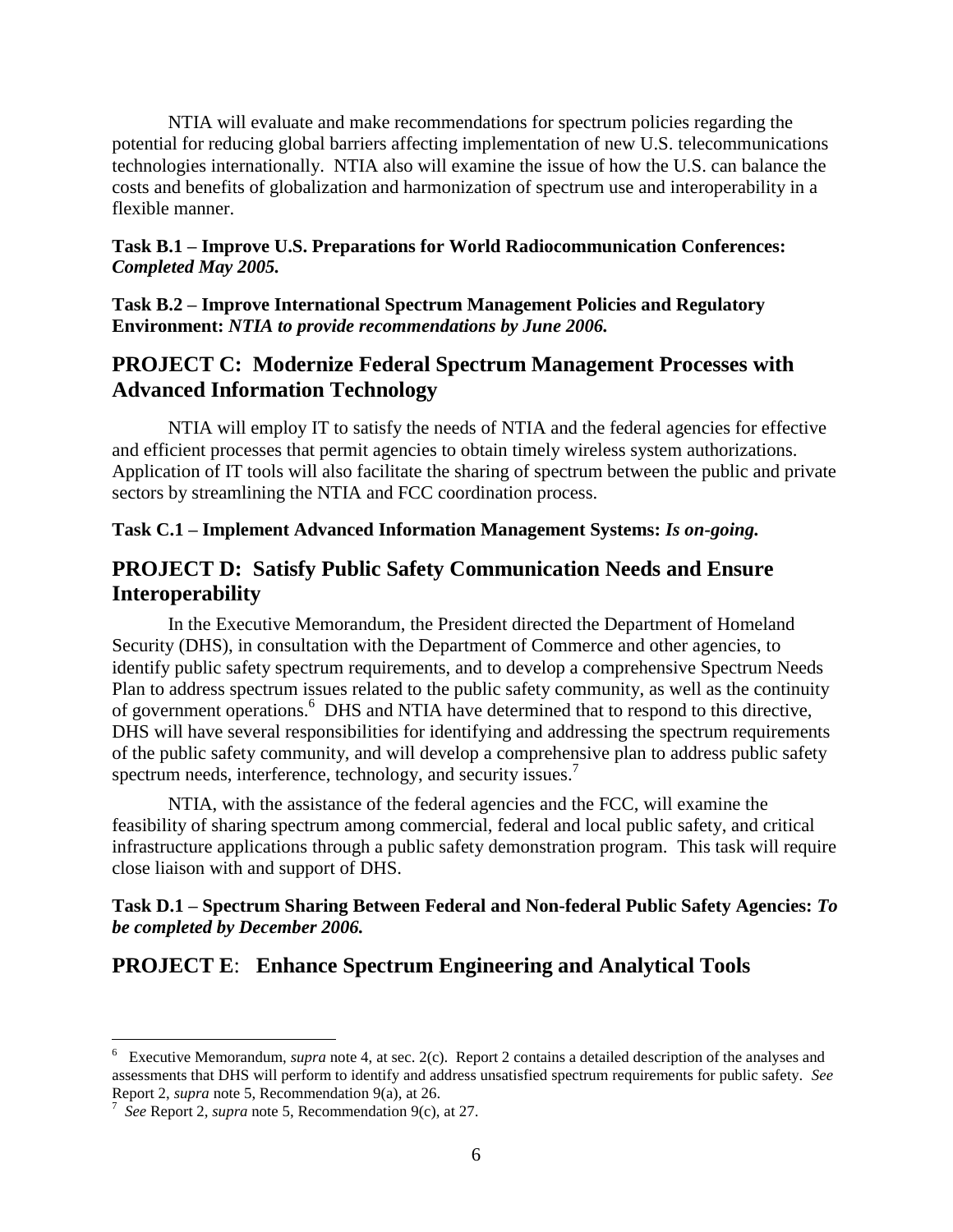NTIA will evaluate and make recommendations for spectrum policies regarding the potential for reducing global barriers affecting implementation of new U.S. telecommunications technologies internationally. NTIA also will examine the issue of how the U.S. can balance the costs and benefits of globalization and harmonization of spectrum use and interoperability in a flexible manner.

**Task B.1 – Improve U.S. Preparations for World Radiocommunication Conferences:** ***Completed May 2005.***

**Task B.2 – Improve International Spectrum Management Policies and Regulatory Environment:** ***NTIA to provide recommendations by June 2006.***

## PROJECT C: Modernize Federal Spectrum Management Processes with Advanced Information Technology

NTIA will employ IT to satisfy the needs of NTIA and the federal agencies for effective and efficient processes that permit agencies to obtain timely wireless system authorizations. Application of IT tools will also facilitate the sharing of spectrum between the public and private sectors by streamlining the NTIA and FCC coordination process.

**Task C.1 – Implement Advanced Information Management Systems:** ***Is on-going.***

## PROJECT D: Satisfy Public Safety Communication Needs and Ensure Interoperability

In the Executive Memorandum, the President directed the Department of Homeland Security (DHS), in consultation with the Department of Commerce and other agencies, to identify public safety spectrum requirements, and to develop a comprehensive Spectrum Needs Plan to address spectrum issues related to the public safety community, as well as the continuity of government operations.[6] DHS and NTIA have determined that to respond to this directive, DHS will have several responsibilities for identifying and addressing the spectrum requirements of the public safety community, and will develop a comprehensive plan to address public safety spectrum needs, interference, technology, and security issues.[7]

NTIA, with the assistance of the federal agencies and the FCC, will examine the feasibility of sharing spectrum among commercial, federal and local public safety, and critical infrastructure applications through a public safety demonstration program. This task will require close liaison with and support of DHS.

**Task D.1 – Spectrum Sharing Between Federal and Non-federal Public Safety Agencies:** ***To be completed by December 2006.***

## PROJECT E: Enhance Spectrum Engineering and Analytical Tools

---

[6] Executive Memorandum, *supra* note 4, at sec. 2(c). Report 2 contains a detailed description of the analyses and assessments that DHS will perform to identify and address unsatisfied spectrum requirements for public safety. *See* Report 2, *supra* note 5, Recommendation 9(a), at 26.

[7] *See* Report 2, *supra* note 5, Recommendation 9(c), at 27.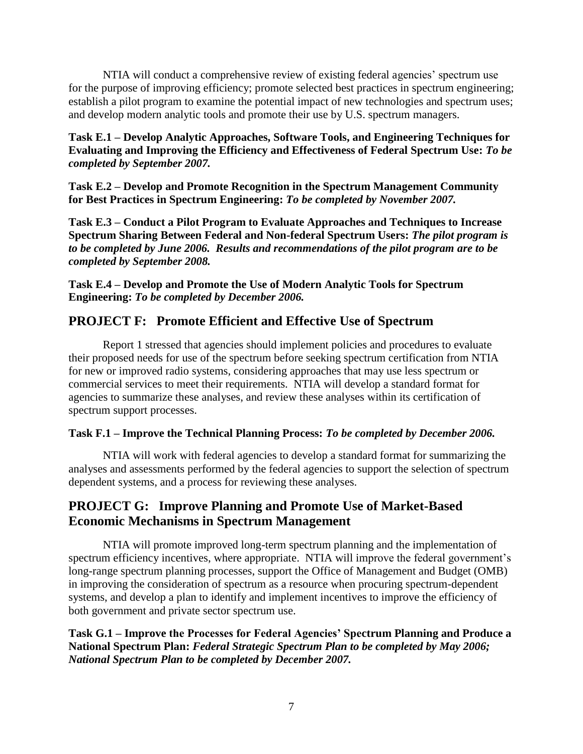NTIA will conduct a comprehensive review of existing federal agencies' spectrum use for the purpose of improving efficiency; promote selected best practices in spectrum engineering; establish a pilot program to examine the potential impact of new technologies and spectrum uses; and develop modern analytic tools and promote their use by U.S. spectrum managers.

**Task E.1 – Develop Analytic Approaches, Software Tools, and Engineering Techniques for Evaluating and Improving the Efficiency and Effectiveness of Federal Spectrum Use:** ***To be completed by September 2007.***

**Task E.2 – Develop and Promote Recognition in the Spectrum Management Community for Best Practices in Spectrum Engineering:** ***To be completed by November 2007.***

**Task E.3 – Conduct a Pilot Program to Evaluate Approaches and Techniques to Increase Spectrum Sharing Between Federal and Non-federal Spectrum Users:** ***The pilot program is to be completed by June 2006. Results and recommendations of the pilot program are to be completed by September 2008.***

**Task E.4 – Develop and Promote the Use of Modern Analytic Tools for Spectrum Engineering:** ***To be completed by December 2006.***

## PROJECT F: Promote Efficient and Effective Use of Spectrum

Report 1 stressed that agencies should implement policies and procedures to evaluate their proposed needs for use of the spectrum before seeking spectrum certification from NTIA for new or improved radio systems, considering approaches that may use less spectrum or commercial services to meet their requirements. NTIA will develop a standard format for agencies to summarize these analyses, and review these analyses within its certification of spectrum support processes.

**Task F.1 – Improve the Technical Planning Process:** ***To be completed by December 2006.***

NTIA will work with federal agencies to develop a standard format for summarizing the analyses and assessments performed by the federal agencies to support the selection of spectrum dependent systems, and a process for reviewing these analyses.

## PROJECT G: Improve Planning and Promote Use of Market-Based Economic Mechanisms in Spectrum Management

NTIA will promote improved long-term spectrum planning and the implementation of spectrum efficiency incentives, where appropriate. NTIA will improve the federal government's long-range spectrum planning processes, support the Office of Management and Budget (OMB) in improving the consideration of spectrum as a resource when procuring spectrum-dependent systems, and develop a plan to identify and implement incentives to improve the efficiency of both government and private sector spectrum use.

**Task G.1 – Improve the Processes for Federal Agencies' Spectrum Planning and Produce a National Spectrum Plan:** ***Federal Strategic Spectrum Plan to be completed by May 2006; National Spectrum Plan to be completed by December 2007.***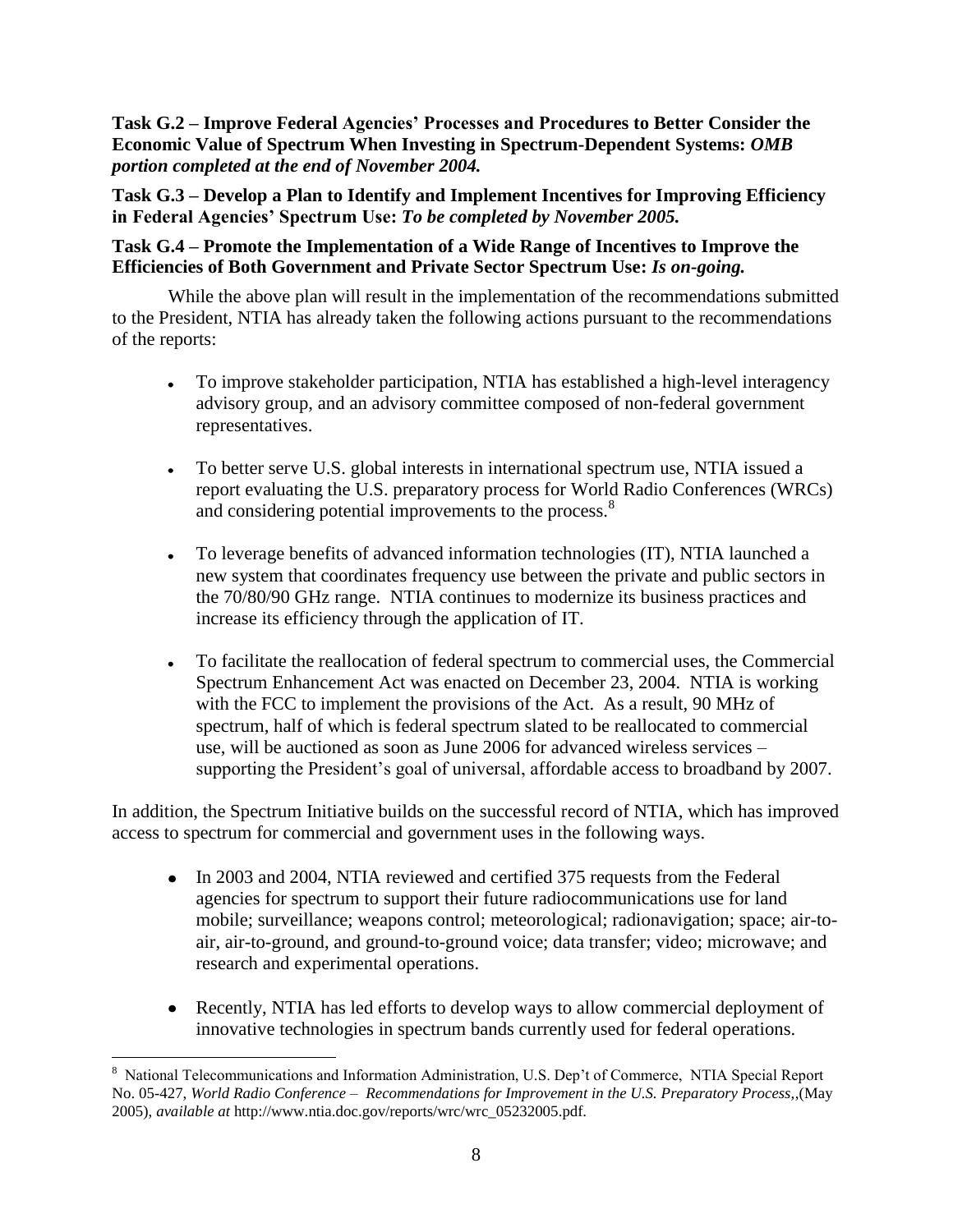**Task G.2 – Improve Federal Agencies' Processes and Procedures to Better Consider the Economic Value of Spectrum When Investing in Spectrum-Dependent Systems:** ***OMB portion completed at the end of November 2004.***

**Task G.3 – Develop a Plan to Identify and Implement Incentives for Improving Efficiency in Federal Agencies' Spectrum Use:** ***To be completed by November 2005.***

**Task G.4 – Promote the Implementation of a Wide Range of Incentives to Improve the Efficiencies of Both Government and Private Sector Spectrum Use:** ***Is on-going.***

While the above plan will result in the implementation of the recommendations submitted to the President, NTIA has already taken the following actions pursuant to the recommendations of the reports:

- To improve stakeholder participation, NTIA has established a high-level interagency advisory group, and an advisory committee composed of non-federal government representatives.
- To better serve U.S. global interests in international spectrum use, NTIA issued a report evaluating the U.S. preparatory process for World Radio Conferences (WRCs) and considering potential improvements to the process.[8]
- To leverage benefits of advanced information technologies (IT), NTIA launched a new system that coordinates frequency use between the private and public sectors in the 70/80/90 GHz range. NTIA continues to modernize its business practices and increase its efficiency through the application of IT.
- To facilitate the reallocation of federal spectrum to commercial uses, the Commercial Spectrum Enhancement Act was enacted on December 23, 2004. NTIA is working with the FCC to implement the provisions of the Act. As a result, 90 MHz of spectrum, half of which is federal spectrum slated to be reallocated to commercial use, will be auctioned as soon as June 2006 for advanced wireless services – supporting the President's goal of universal, affordable access to broadband by 2007.

In addition, the Spectrum Initiative builds on the successful record of NTIA, which has improved access to spectrum for commercial and government uses in the following ways.

- In 2003 and 2004, NTIA reviewed and certified 375 requests from the Federal agencies for spectrum to support their future radiocommunications use for land mobile; surveillance; weapons control; meteorological; radionavigation; space; air-to-air, air-to-ground, and ground-to-ground voice; data transfer; video; microwave; and research and experimental operations.
- Recently, NTIA has led efforts to develop ways to allow commercial deployment of innovative technologies in spectrum bands currently used for federal operations.

---

[8] National Telecommunications and Information Administration, U.S. Dep't of Commerce, NTIA Special Report No. 05-427, *World Radio Conference – Recommendations for Improvement in the U.S. Preparatory Process*,,(May 2005), *available at* http://www.ntia.doc.gov/reports/wrc/wrc_05232005.pdf.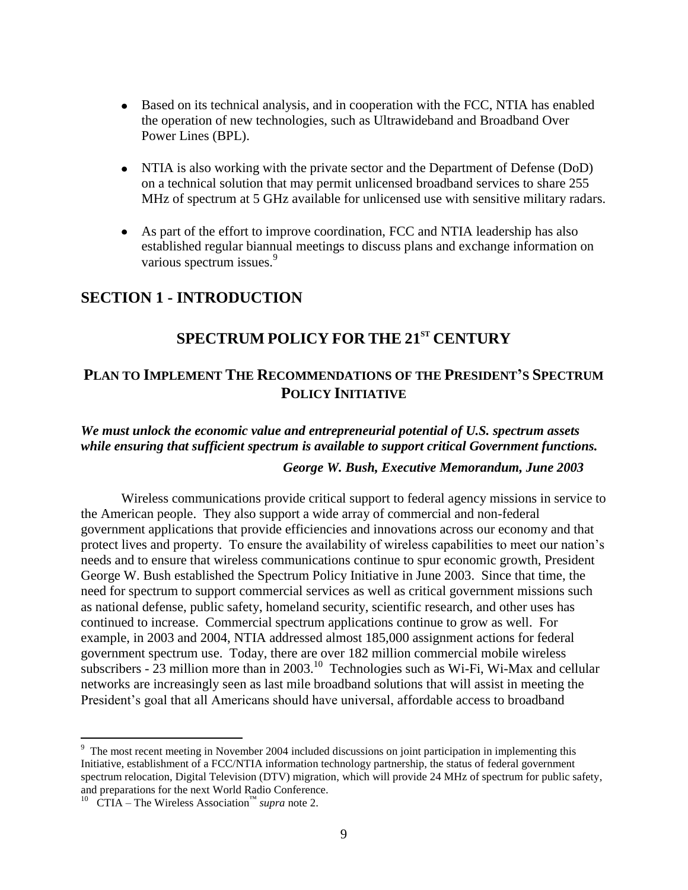- Based on its technical analysis, and in cooperation with the FCC, NTIA has enabled the operation of new technologies, such as Ultrawideband and Broadband Over Power Lines (BPL).

- NTIA is also working with the private sector and the Department of Defense (DoD) on a technical solution that may permit unlicensed broadband services to share 255 MHz of spectrum at 5 GHz available for unlicensed use with sensitive military radars.

- As part of the effort to improve coordination, FCC and NTIA leadership has also established regular biannual meetings to discuss plans and exchange information on various spectrum issues.[9]

## SECTION 1 - INTRODUCTION

# SPECTRUM POLICY FOR THE 21ST CENTURY

## PLAN TO IMPLEMENT THE RECOMMENDATIONS OF THE PRESIDENT'S SPECTRUM POLICY INITIATIVE

***We must unlock the economic value and entrepreneurial potential of U.S. spectrum assets while ensuring that sufficient spectrum is available to support critical Government functions.***

***George W. Bush, Executive Memorandum, June 2003***

Wireless communications provide critical support to federal agency missions in service to the American people. They also support a wide array of commercial and non-federal government applications that provide efficiencies and innovations across our economy and that protect lives and property. To ensure the availability of wireless capabilities to meet our nation's needs and to ensure that wireless communications continue to spur economic growth, President George W. Bush established the Spectrum Policy Initiative in June 2003. Since that time, the need for spectrum to support commercial services as well as critical government missions such as national defense, public safety, homeland security, scientific research, and other uses has continued to increase. Commercial spectrum applications continue to grow as well. For example, in 2003 and 2004, NTIA addressed almost 185,000 assignment actions for federal government spectrum use. Today, there are over 182 million commercial mobile wireless subscribers - 23 million more than in 2003.[10] Technologies such as Wi-Fi, Wi-Max and cellular networks are increasingly seen as last mile broadband solutions that will assist in meeting the President's goal that all Americans should have universal, affordable access to broadband

---

[9] The most recent meeting in November 2004 included discussions on joint participation in implementing this Initiative, establishment of a FCC/NTIA information technology partnership, the status of federal government spectrum relocation, Digital Television (DTV) migration, which will provide 24 MHz of spectrum for public safety, and preparations for the next World Radio Conference.

[10] CTIA – The Wireless Association™ *supra* note 2.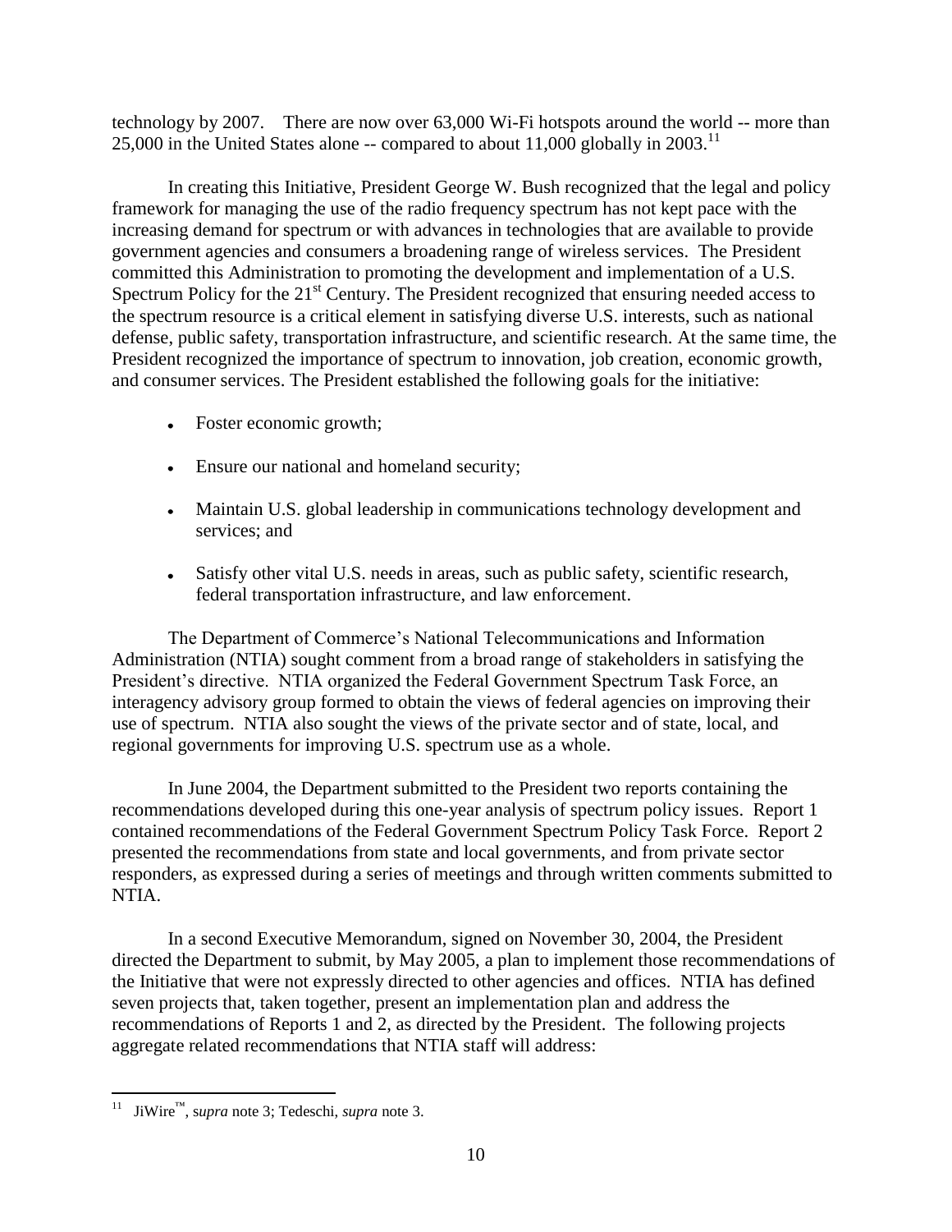technology by 2007. There are now over 63,000 Wi-Fi hotspots around the world -- more than 25,000 in the United States alone -- compared to about 11,000 globally in 2003.[11]

In creating this Initiative, President George W. Bush recognized that the legal and policy framework for managing the use of the radio frequency spectrum has not kept pace with the increasing demand for spectrum or with advances in technologies that are available to provide government agencies and consumers a broadening range of wireless services. The President committed this Administration to promoting the development and implementation of a U.S. Spectrum Policy for the 21st Century. The President recognized that ensuring needed access to the spectrum resource is a critical element in satisfying diverse U.S. interests, such as national defense, public safety, transportation infrastructure, and scientific research. At the same time, the President recognized the importance of spectrum to innovation, job creation, economic growth, and consumer services. The President established the following goals for the initiative:

- Foster economic growth;
- Ensure our national and homeland security;
- Maintain U.S. global leadership in communications technology development and services; and
- Satisfy other vital U.S. needs in areas, such as public safety, scientific research, federal transportation infrastructure, and law enforcement.

The Department of Commerce's National Telecommunications and Information Administration (NTIA) sought comment from a broad range of stakeholders in satisfying the President's directive. NTIA organized the Federal Government Spectrum Task Force, an interagency advisory group formed to obtain the views of federal agencies on improving their use of spectrum. NTIA also sought the views of the private sector and of state, local, and regional governments for improving U.S. spectrum use as a whole.

In June 2004, the Department submitted to the President two reports containing the recommendations developed during this one-year analysis of spectrum policy issues. Report 1 contained recommendations of the Federal Government Spectrum Policy Task Force. Report 2 presented the recommendations from state and local governments, and from private sector responders, as expressed during a series of meetings and through written comments submitted to NTIA.

In a second Executive Memorandum, signed on November 30, 2004, the President directed the Department to submit, by May 2005, a plan to implement those recommendations of the Initiative that were not expressly directed to other agencies and offices. NTIA has defined seven projects that, taken together, present an implementation plan and address the recommendations of Reports 1 and 2, as directed by the President. The following projects aggregate related recommendations that NTIA staff will address:

---

[11] JiWire™, s*upra* note 3; Tedeschi, *supra* note 3.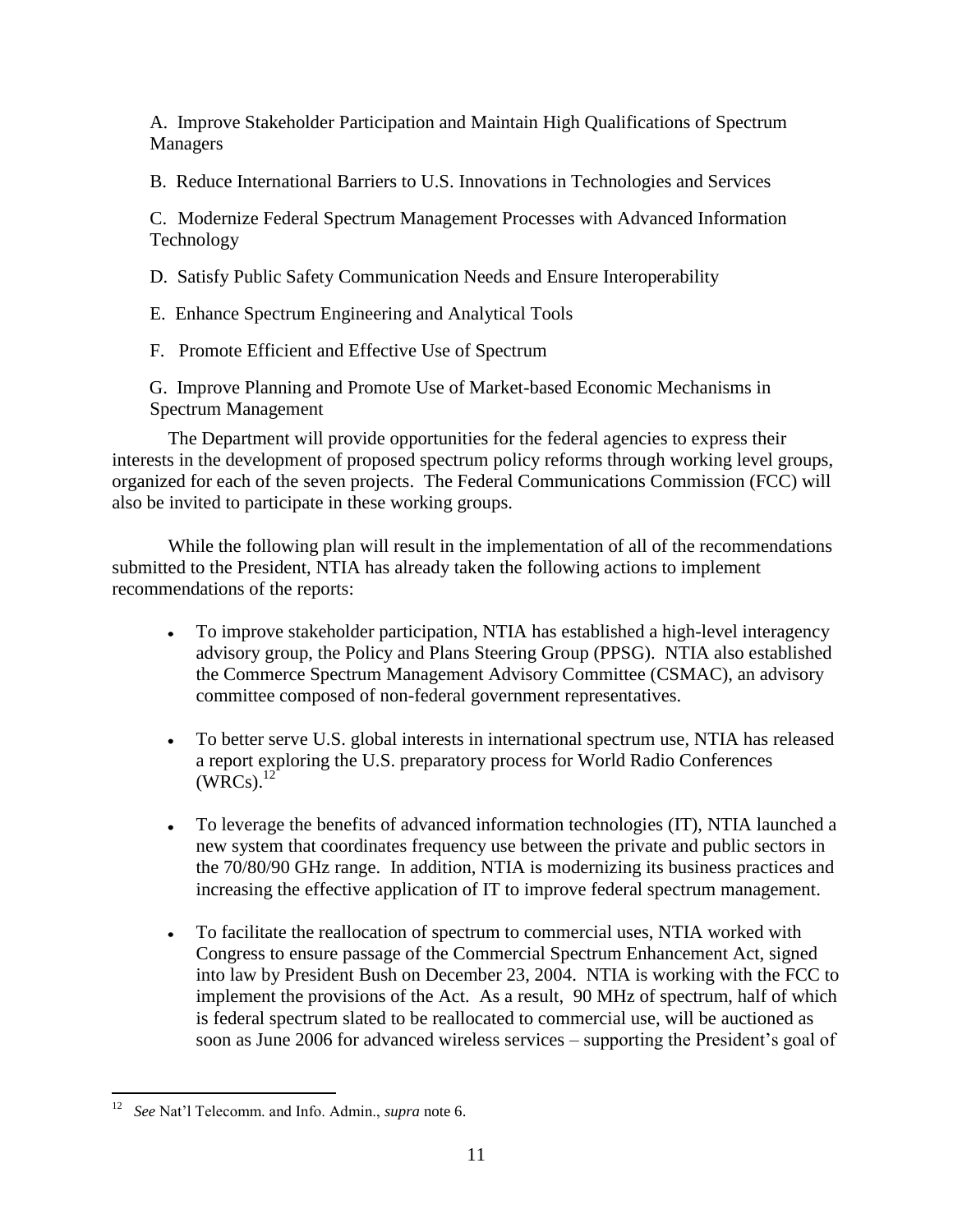A. Improve Stakeholder Participation and Maintain High Qualifications of Spectrum Managers

B. Reduce International Barriers to U.S. Innovations in Technologies and Services

C. Modernize Federal Spectrum Management Processes with Advanced Information Technology

D. Satisfy Public Safety Communication Needs and Ensure Interoperability

E. Enhance Spectrum Engineering and Analytical Tools

F. Promote Efficient and Effective Use of Spectrum

G. Improve Planning and Promote Use of Market-based Economic Mechanisms in Spectrum Management

The Department will provide opportunities for the federal agencies to express their interests in the development of proposed spectrum policy reforms through working level groups, organized for each of the seven projects. The Federal Communications Commission (FCC) will also be invited to participate in these working groups.

While the following plan will result in the implementation of all of the recommendations submitted to the President, NTIA has already taken the following actions to implement recommendations of the reports:

- To improve stakeholder participation, NTIA has established a high-level interagency advisory group, the Policy and Plans Steering Group (PPSG). NTIA also established the Commerce Spectrum Management Advisory Committee (CSMAC), an advisory committee composed of non-federal government representatives.
- To better serve U.S. global interests in international spectrum use, NTIA has released a report exploring the U.S. preparatory process for World Radio Conferences (WRCs).[12]
- To leverage the benefits of advanced information technologies (IT), NTIA launched a new system that coordinates frequency use between the private and public sectors in the 70/80/90 GHz range. In addition, NTIA is modernizing its business practices and increasing the effective application of IT to improve federal spectrum management.
- To facilitate the reallocation of spectrum to commercial uses, NTIA worked with Congress to ensure passage of the Commercial Spectrum Enhancement Act, signed into law by President Bush on December 23, 2004. NTIA is working with the FCC to implement the provisions of the Act. As a result, 90 MHz of spectrum, half of which is federal spectrum slated to be reallocated to commercial use, will be auctioned as soon as June 2006 for advanced wireless services – supporting the President's goal of

[12] *See* Nat'l Telecomm. and Info. Admin., *supra* note 6.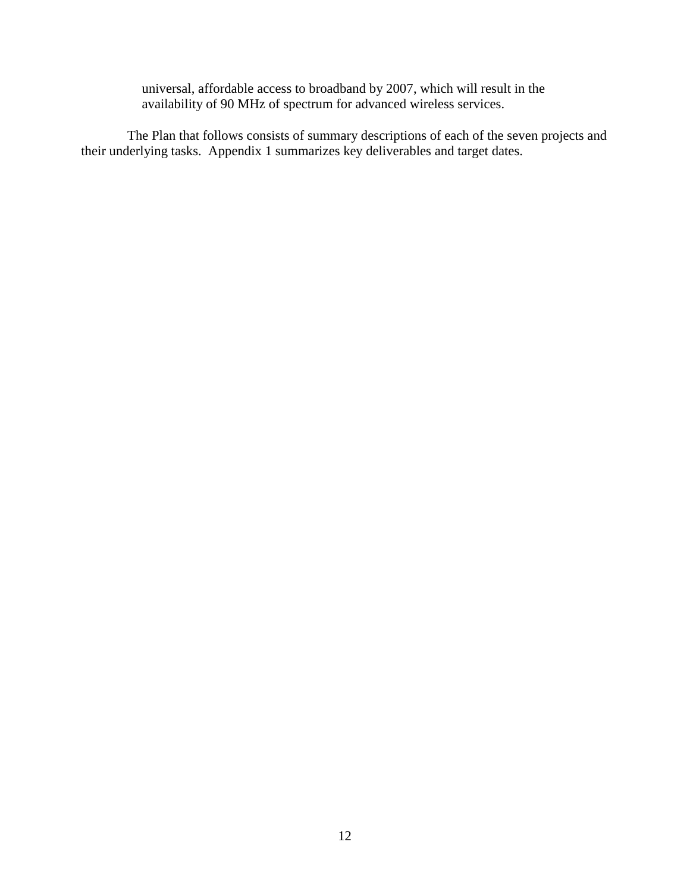universal, affordable access to broadband by 2007, which will result in the availability of 90 MHz of spectrum for advanced wireless services.

The Plan that follows consists of summary descriptions of each of the seven projects and their underlying tasks. Appendix 1 summarizes key deliverables and target dates.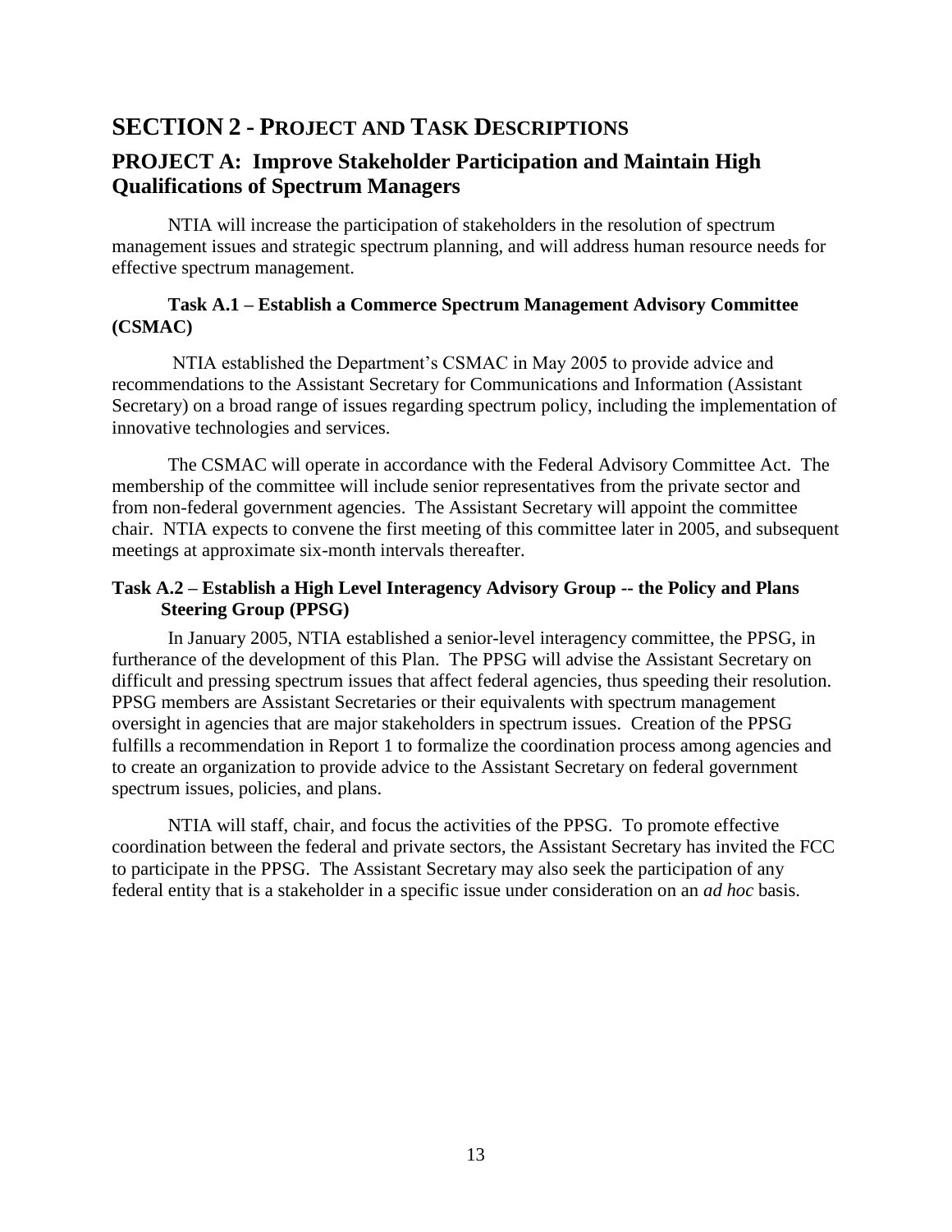# SECTION 2 - PROJECT AND TASK DESCRIPTIONS

## PROJECT A: Improve Stakeholder Participation and Maintain High Qualifications of Spectrum Managers

NTIA will increase the participation of stakeholders in the resolution of spectrum management issues and strategic spectrum planning, and will address human resource needs for effective spectrum management.

### Task A.1 – Establish a Commerce Spectrum Management Advisory Committee (CSMAC)

NTIA established the Department's CSMAC in May 2005 to provide advice and recommendations to the Assistant Secretary for Communications and Information (Assistant Secretary) on a broad range of issues regarding spectrum policy, including the implementation of innovative technologies and services.

The CSMAC will operate in accordance with the Federal Advisory Committee Act. The membership of the committee will include senior representatives from the private sector and from non-federal government agencies. The Assistant Secretary will appoint the committee chair. NTIA expects to convene the first meeting of this committee later in 2005, and subsequent meetings at approximate six-month intervals thereafter.

### Task A.2 – Establish a High Level Interagency Advisory Group -- the Policy and Plans Steering Group (PPSG)

In January 2005, NTIA established a senior-level interagency committee, the PPSG, in furtherance of the development of this Plan. The PPSG will advise the Assistant Secretary on difficult and pressing spectrum issues that affect federal agencies, thus speeding their resolution. PPSG members are Assistant Secretaries or their equivalents with spectrum management oversight in agencies that are major stakeholders in spectrum issues. Creation of the PPSG fulfills a recommendation in Report 1 to formalize the coordination process among agencies and to create an organization to provide advice to the Assistant Secretary on federal government spectrum issues, policies, and plans.

NTIA will staff, chair, and focus the activities of the PPSG. To promote effective coordination between the federal and private sectors, the Assistant Secretary has invited the FCC to participate in the PPSG. The Assistant Secretary may also seek the participation of any federal entity that is a stakeholder in a specific issue under consideration on an *ad hoc* basis.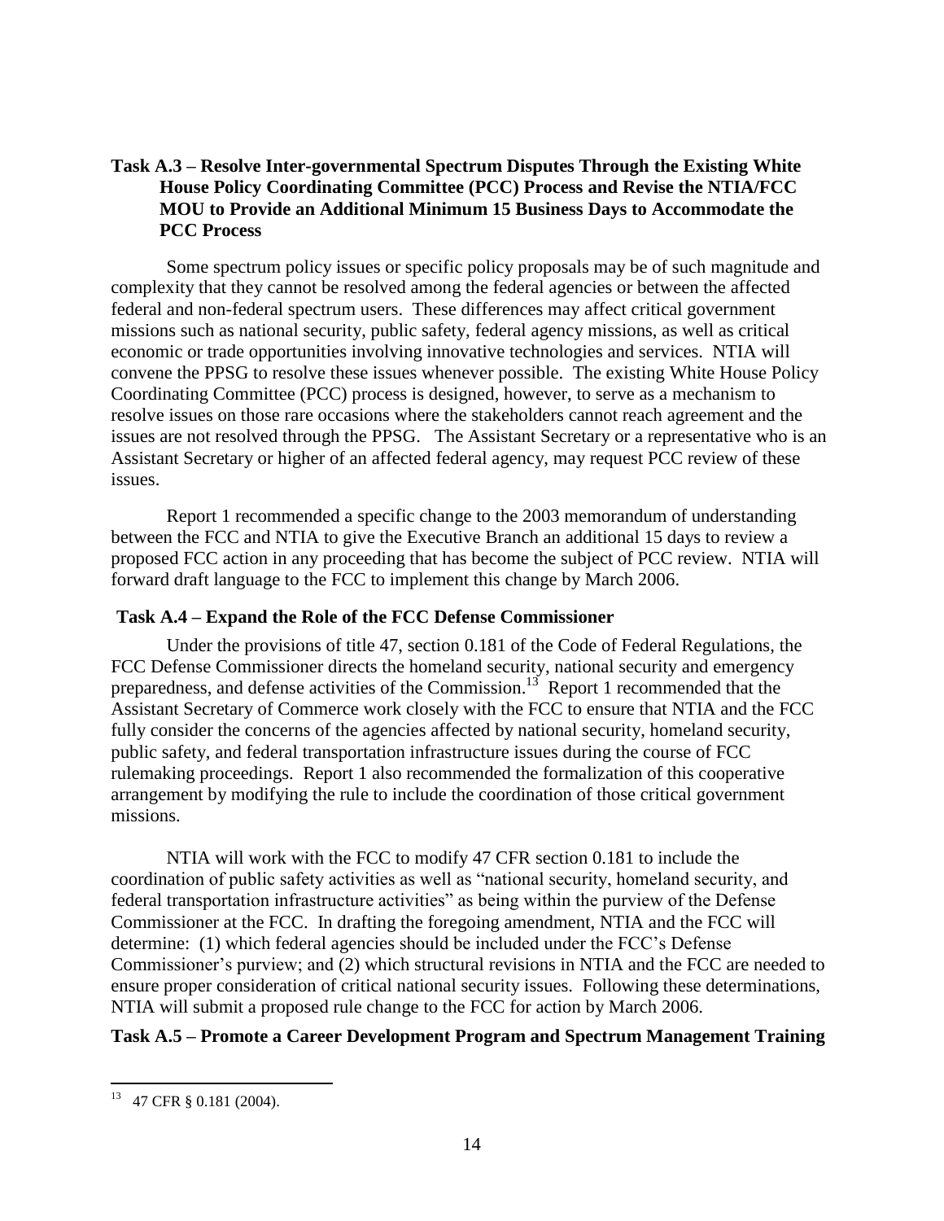### Task A.3 – Resolve Inter-governmental Spectrum Disputes Through the Existing White House Policy Coordinating Committee (PCC) Process and Revise the NTIA/FCC MOU to Provide an Additional Minimum 15 Business Days to Accommodate the PCC Process

Some spectrum policy issues or specific policy proposals may be of such magnitude and complexity that they cannot be resolved among the federal agencies or between the affected federal and non-federal spectrum users. These differences may affect critical government missions such as national security, public safety, federal agency missions, as well as critical economic or trade opportunities involving innovative technologies and services. NTIA will convene the PPSG to resolve these issues whenever possible. The existing White House Policy Coordinating Committee (PCC) process is designed, however, to serve as a mechanism to resolve issues on those rare occasions where the stakeholders cannot reach agreement and the issues are not resolved through the PPSG. The Assistant Secretary or a representative who is an Assistant Secretary or higher of an affected federal agency, may request PCC review of these issues.

Report 1 recommended a specific change to the 2003 memorandum of understanding between the FCC and NTIA to give the Executive Branch an additional 15 days to review a proposed FCC action in any proceeding that has become the subject of PCC review. NTIA will forward draft language to the FCC to implement this change by March 2006.

### Task A.4 – Expand the Role of the FCC Defense Commissioner

Under the provisions of title 47, section 0.181 of the Code of Federal Regulations, the FCC Defense Commissioner directs the homeland security, national security and emergency preparedness, and defense activities of the Commission.[13] Report 1 recommended that the Assistant Secretary of Commerce work closely with the FCC to ensure that NTIA and the FCC fully consider the concerns of the agencies affected by national security, homeland security, public safety, and federal transportation infrastructure issues during the course of FCC rulemaking proceedings. Report 1 also recommended the formalization of this cooperative arrangement by modifying the rule to include the coordination of those critical government missions.

NTIA will work with the FCC to modify 47 CFR section 0.181 to include the coordination of public safety activities as well as "national security, homeland security, and federal transportation infrastructure activities" as being within the purview of the Defense Commissioner at the FCC. In drafting the foregoing amendment, NTIA and the FCC will determine: (1) which federal agencies should be included under the FCC's Defense Commissioner's purview; and (2) which structural revisions in NTIA and the FCC are needed to ensure proper consideration of critical national security issues. Following these determinations, NTIA will submit a proposed rule change to the FCC for action by March 2006.

### Task A.5 – Promote a Career Development Program and Spectrum Management Training

---

[13] 47 CFR § 0.181 (2004).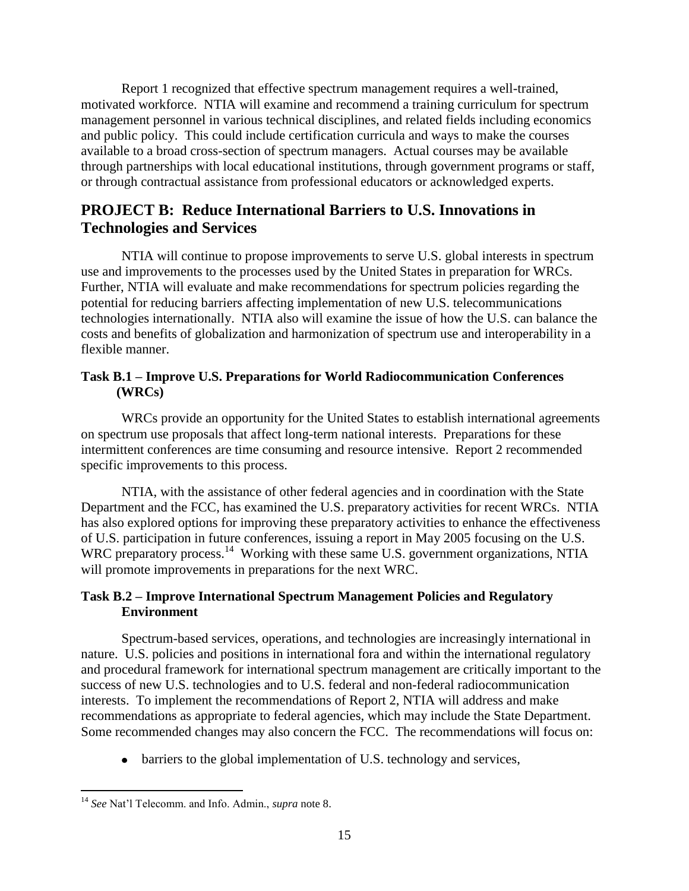Report 1 recognized that effective spectrum management requires a well-trained, motivated workforce. NTIA will examine and recommend a training curriculum for spectrum management personnel in various technical disciplines, and related fields including economics and public policy. This could include certification curricula and ways to make the courses available to a broad cross-section of spectrum managers. Actual courses may be available through partnerships with local educational institutions, through government programs or staff, or through contractual assistance from professional educators or acknowledged experts.

## PROJECT B: Reduce International Barriers to U.S. Innovations in Technologies and Services

NTIA will continue to propose improvements to serve U.S. global interests in spectrum use and improvements to the processes used by the United States in preparation for WRCs. Further, NTIA will evaluate and make recommendations for spectrum policies regarding the potential for reducing barriers affecting implementation of new U.S. telecommunications technologies internationally. NTIA also will examine the issue of how the U.S. can balance the costs and benefits of globalization and harmonization of spectrum use and interoperability in a flexible manner.

### Task B.1 – Improve U.S. Preparations for World Radiocommunication Conferences (WRCs)

WRCs provide an opportunity for the United States to establish international agreements on spectrum use proposals that affect long-term national interests. Preparations for these intermittent conferences are time consuming and resource intensive. Report 2 recommended specific improvements to this process.

NTIA, with the assistance of other federal agencies and in coordination with the State Department and the FCC, has examined the U.S. preparatory activities for recent WRCs. NTIA has also explored options for improving these preparatory activities to enhance the effectiveness of U.S. participation in future conferences, issuing a report in May 2005 focusing on the U.S. WRC preparatory process.[14] Working with these same U.S. government organizations, NTIA will promote improvements in preparations for the next WRC.

### Task B.2 – Improve International Spectrum Management Policies and Regulatory Environment

Spectrum-based services, operations, and technologies are increasingly international in nature. U.S. policies and positions in international fora and within the international regulatory and procedural framework for international spectrum management are critically important to the success of new U.S. technologies and to U.S. federal and non-federal radiocommunication interests. To implement the recommendations of Report 2, NTIA will address and make recommendations as appropriate to federal agencies, which may include the State Department. Some recommended changes may also concern the FCC. The recommendations will focus on:

- barriers to the global implementation of U.S. technology and services,

[14] *See* Nat'l Telecomm. and Info. Admin., *supra* note 8.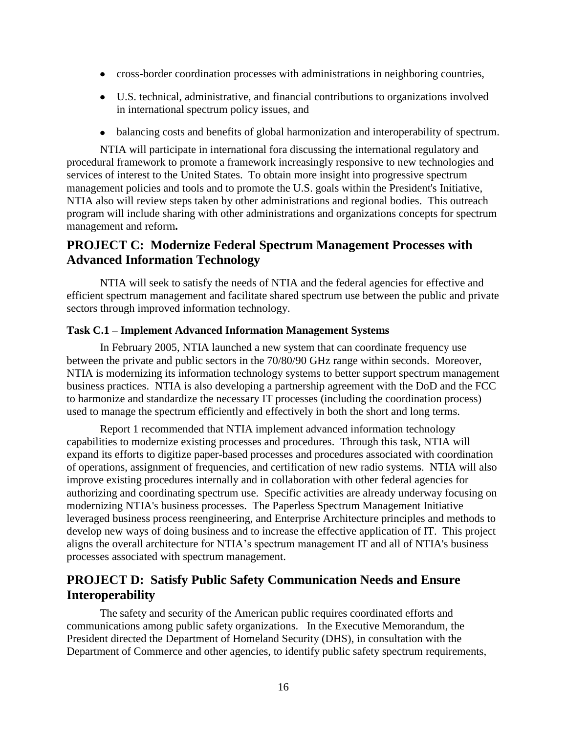- cross-border coordination processes with administrations in neighboring countries,
- U.S. technical, administrative, and financial contributions to organizations involved in international spectrum policy issues, and
- balancing costs and benefits of global harmonization and interoperability of spectrum.

NTIA will participate in international fora discussing the international regulatory and procedural framework to promote a framework increasingly responsive to new technologies and services of interest to the United States. To obtain more insight into progressive spectrum management policies and tools and to promote the U.S. goals within the President's Initiative, NTIA also will review steps taken by other administrations and regional bodies. This outreach program will include sharing with other administrations and organizations concepts for spectrum management and reform**.**

## PROJECT C: Modernize Federal Spectrum Management Processes with Advanced Information Technology

NTIA will seek to satisfy the needs of NTIA and the federal agencies for effective and efficient spectrum management and facilitate shared spectrum use between the public and private sectors through improved information technology.

### Task C.1 – Implement Advanced Information Management Systems

In February 2005, NTIA launched a new system that can coordinate frequency use between the private and public sectors in the 70/80/90 GHz range within seconds. Moreover, NTIA is modernizing its information technology systems to better support spectrum management business practices. NTIA is also developing a partnership agreement with the DoD and the FCC to harmonize and standardize the necessary IT processes (including the coordination process) used to manage the spectrum efficiently and effectively in both the short and long terms.

Report 1 recommended that NTIA implement advanced information technology capabilities to modernize existing processes and procedures. Through this task, NTIA will expand its efforts to digitize paper-based processes and procedures associated with coordination of operations, assignment of frequencies, and certification of new radio systems. NTIA will also improve existing procedures internally and in collaboration with other federal agencies for authorizing and coordinating spectrum use. Specific activities are already underway focusing on modernizing NTIA's business processes. The Paperless Spectrum Management Initiative leveraged business process reengineering, and Enterprise Architecture principles and methods to develop new ways of doing business and to increase the effective application of IT. This project aligns the overall architecture for NTIA's spectrum management IT and all of NTIA's business processes associated with spectrum management.

## PROJECT D: Satisfy Public Safety Communication Needs and Ensure Interoperability

The safety and security of the American public requires coordinated efforts and communications among public safety organizations. In the Executive Memorandum, the President directed the Department of Homeland Security (DHS), in consultation with the Department of Commerce and other agencies, to identify public safety spectrum requirements,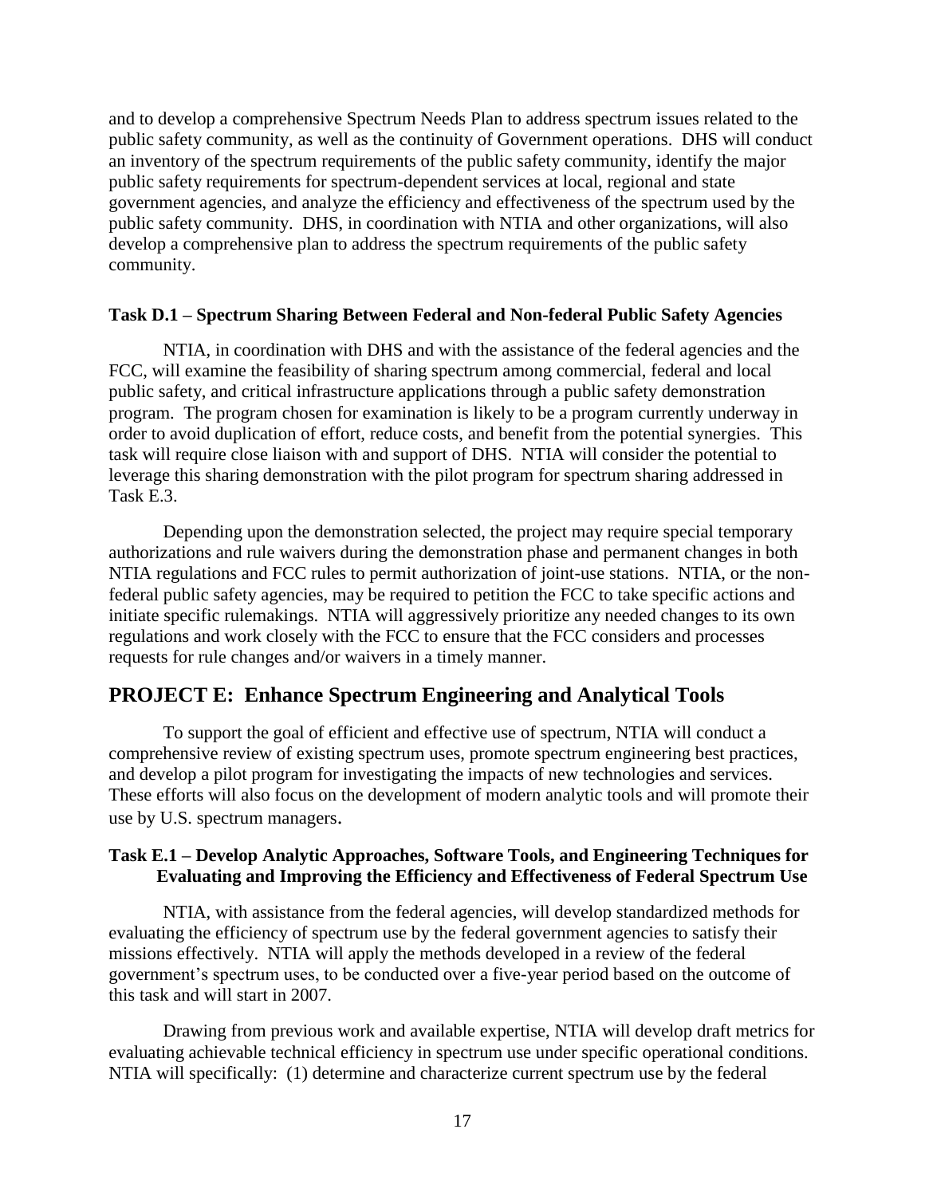and to develop a comprehensive Spectrum Needs Plan to address spectrum issues related to the public safety community, as well as the continuity of Government operations. DHS will conduct an inventory of the spectrum requirements of the public safety community, identify the major public safety requirements for spectrum-dependent services at local, regional and state government agencies, and analyze the efficiency and effectiveness of the spectrum used by the public safety community. DHS, in coordination with NTIA and other organizations, will also develop a comprehensive plan to address the spectrum requirements of the public safety community.

### Task D.1 – Spectrum Sharing Between Federal and Non-federal Public Safety Agencies

NTIA, in coordination with DHS and with the assistance of the federal agencies and the FCC, will examine the feasibility of sharing spectrum among commercial, federal and local public safety, and critical infrastructure applications through a public safety demonstration program. The program chosen for examination is likely to be a program currently underway in order to avoid duplication of effort, reduce costs, and benefit from the potential synergies. This task will require close liaison with and support of DHS. NTIA will consider the potential to leverage this sharing demonstration with the pilot program for spectrum sharing addressed in Task E.3.

Depending upon the demonstration selected, the project may require special temporary authorizations and rule waivers during the demonstration phase and permanent changes in both NTIA regulations and FCC rules to permit authorization of joint-use stations. NTIA, or the non-federal public safety agencies, may be required to petition the FCC to take specific actions and initiate specific rulemakings. NTIA will aggressively prioritize any needed changes to its own regulations and work closely with the FCC to ensure that the FCC considers and processes requests for rule changes and/or waivers in a timely manner.

## PROJECT E: Enhance Spectrum Engineering and Analytical Tools

To support the goal of efficient and effective use of spectrum, NTIA will conduct a comprehensive review of existing spectrum uses, promote spectrum engineering best practices, and develop a pilot program for investigating the impacts of new technologies and services. These efforts will also focus on the development of modern analytic tools and will promote their use by U.S. spectrum managers.

### Task E.1 – Develop Analytic Approaches, Software Tools, and Engineering Techniques for Evaluating and Improving the Efficiency and Effectiveness of Federal Spectrum Use

NTIA, with assistance from the federal agencies, will develop standardized methods for evaluating the efficiency of spectrum use by the federal government agencies to satisfy their missions effectively. NTIA will apply the methods developed in a review of the federal government's spectrum uses, to be conducted over a five-year period based on the outcome of this task and will start in 2007.

Drawing from previous work and available expertise, NTIA will develop draft metrics for evaluating achievable technical efficiency in spectrum use under specific operational conditions. NTIA will specifically: (1) determine and characterize current spectrum use by the federal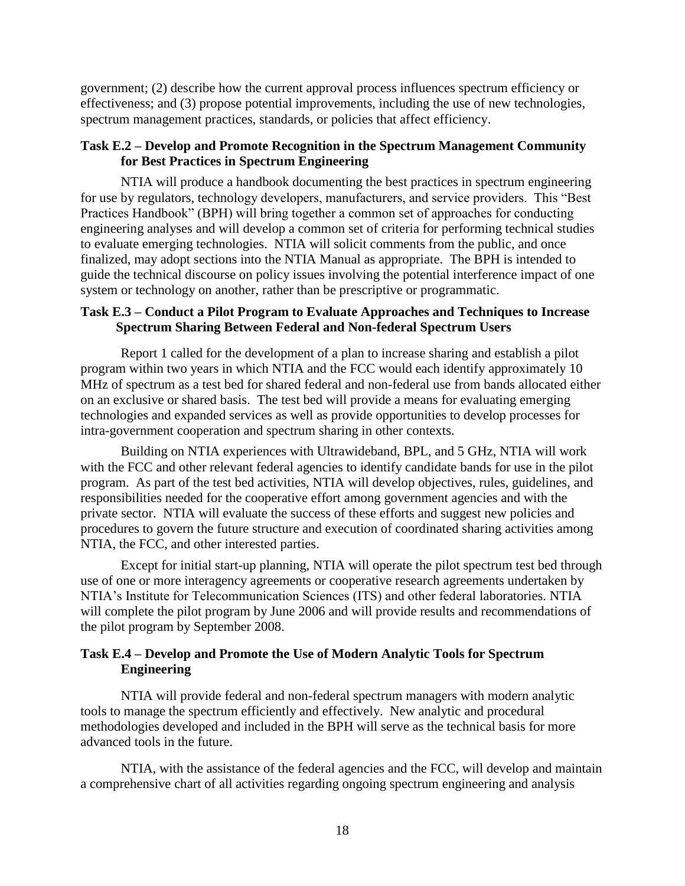government; (2) describe how the current approval process influences spectrum efficiency or effectiveness; and (3) propose potential improvements, including the use of new technologies, spectrum management practices, standards, or policies that affect efficiency.

### Task E.2 – Develop and Promote Recognition in the Spectrum Management Community for Best Practices in Spectrum Engineering

NTIA will produce a handbook documenting the best practices in spectrum engineering for use by regulators, technology developers, manufacturers, and service providers. This "Best Practices Handbook" (BPH) will bring together a common set of approaches for conducting engineering analyses and will develop a common set of criteria for performing technical studies to evaluate emerging technologies. NTIA will solicit comments from the public, and once finalized, may adopt sections into the NTIA Manual as appropriate. The BPH is intended to guide the technical discourse on policy issues involving the potential interference impact of one system or technology on another, rather than be prescriptive or programmatic.

### Task E.3 – Conduct a Pilot Program to Evaluate Approaches and Techniques to Increase Spectrum Sharing Between Federal and Non-federal Spectrum Users

Report 1 called for the development of a plan to increase sharing and establish a pilot program within two years in which NTIA and the FCC would each identify approximately 10 MHz of spectrum as a test bed for shared federal and non-federal use from bands allocated either on an exclusive or shared basis. The test bed will provide a means for evaluating emerging technologies and expanded services as well as provide opportunities to develop processes for intra-government cooperation and spectrum sharing in other contexts.

Building on NTIA experiences with Ultrawideband, BPL, and 5 GHz, NTIA will work with the FCC and other relevant federal agencies to identify candidate bands for use in the pilot program. As part of the test bed activities, NTIA will develop objectives, rules, guidelines, and responsibilities needed for the cooperative effort among government agencies and with the private sector. NTIA will evaluate the success of these efforts and suggest new policies and procedures to govern the future structure and execution of coordinated sharing activities among NTIA, the FCC, and other interested parties.

Except for initial start-up planning, NTIA will operate the pilot spectrum test bed through use of one or more interagency agreements or cooperative research agreements undertaken by NTIA's Institute for Telecommunication Sciences (ITS) and other federal laboratories. NTIA will complete the pilot program by June 2006 and will provide results and recommendations of the pilot program by September 2008.

### Task E.4 – Develop and Promote the Use of Modern Analytic Tools for Spectrum Engineering

NTIA will provide federal and non-federal spectrum managers with modern analytic tools to manage the spectrum efficiently and effectively. New analytic and procedural methodologies developed and included in the BPH will serve as the technical basis for more advanced tools in the future.

NTIA, with the assistance of the federal agencies and the FCC, will develop and maintain a comprehensive chart of all activities regarding ongoing spectrum engineering and analysis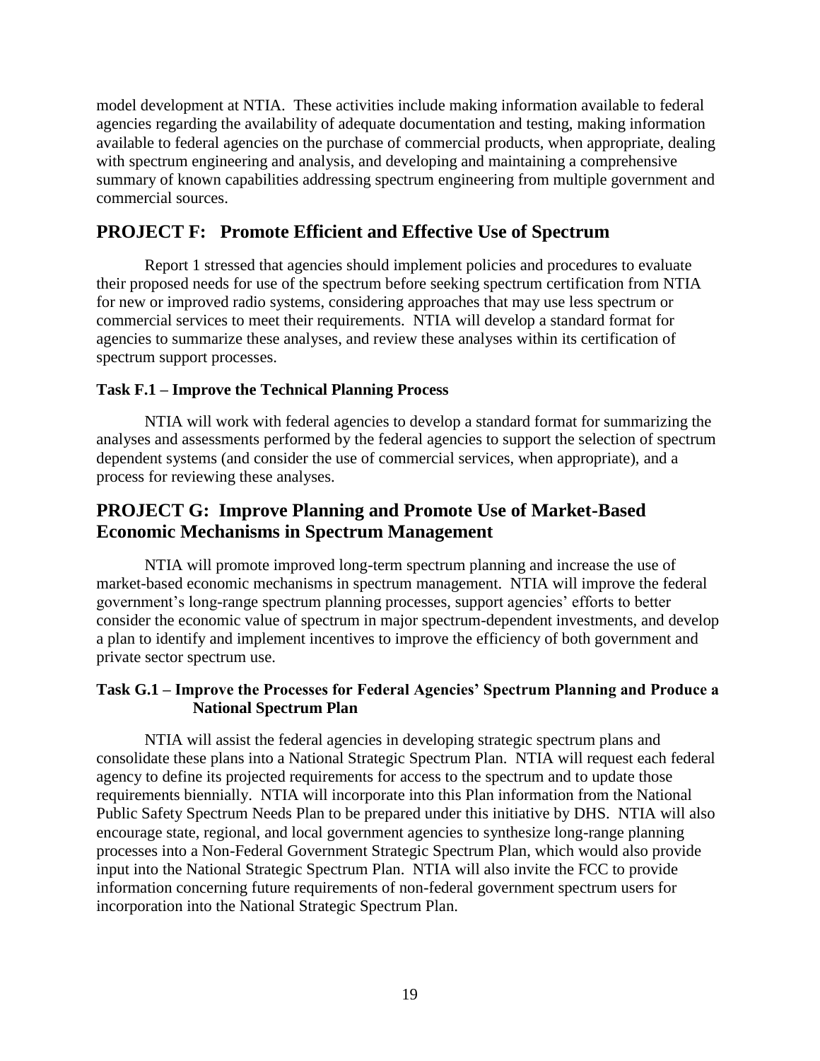model development at NTIA. These activities include making information available to federal agencies regarding the availability of adequate documentation and testing, making information available to federal agencies on the purchase of commercial products, when appropriate, dealing with spectrum engineering and analysis, and developing and maintaining a comprehensive summary of known capabilities addressing spectrum engineering from multiple government and commercial sources.

## PROJECT F: Promote Efficient and Effective Use of Spectrum

Report 1 stressed that agencies should implement policies and procedures to evaluate their proposed needs for use of the spectrum before seeking spectrum certification from NTIA for new or improved radio systems, considering approaches that may use less spectrum or commercial services to meet their requirements. NTIA will develop a standard format for agencies to summarize these analyses, and review these analyses within its certification of spectrum support processes.

### Task F.1 – Improve the Technical Planning Process

NTIA will work with federal agencies to develop a standard format for summarizing the analyses and assessments performed by the federal agencies to support the selection of spectrum dependent systems (and consider the use of commercial services, when appropriate), and a process for reviewing these analyses.

## PROJECT G: Improve Planning and Promote Use of Market-Based Economic Mechanisms in Spectrum Management

NTIA will promote improved long-term spectrum planning and increase the use of market-based economic mechanisms in spectrum management. NTIA will improve the federal government's long-range spectrum planning processes, support agencies' efforts to better consider the economic value of spectrum in major spectrum-dependent investments, and develop a plan to identify and implement incentives to improve the efficiency of both government and private sector spectrum use.

### Task G.1 – Improve the Processes for Federal Agencies' Spectrum Planning and Produce a National Spectrum Plan

NTIA will assist the federal agencies in developing strategic spectrum plans and consolidate these plans into a National Strategic Spectrum Plan. NTIA will request each federal agency to define its projected requirements for access to the spectrum and to update those requirements biennially. NTIA will incorporate into this Plan information from the National Public Safety Spectrum Needs Plan to be prepared under this initiative by DHS. NTIA will also encourage state, regional, and local government agencies to synthesize long-range planning processes into a Non-Federal Government Strategic Spectrum Plan, which would also provide input into the National Strategic Spectrum Plan. NTIA will also invite the FCC to provide information concerning future requirements of non-federal government spectrum users for incorporation into the National Strategic Spectrum Plan.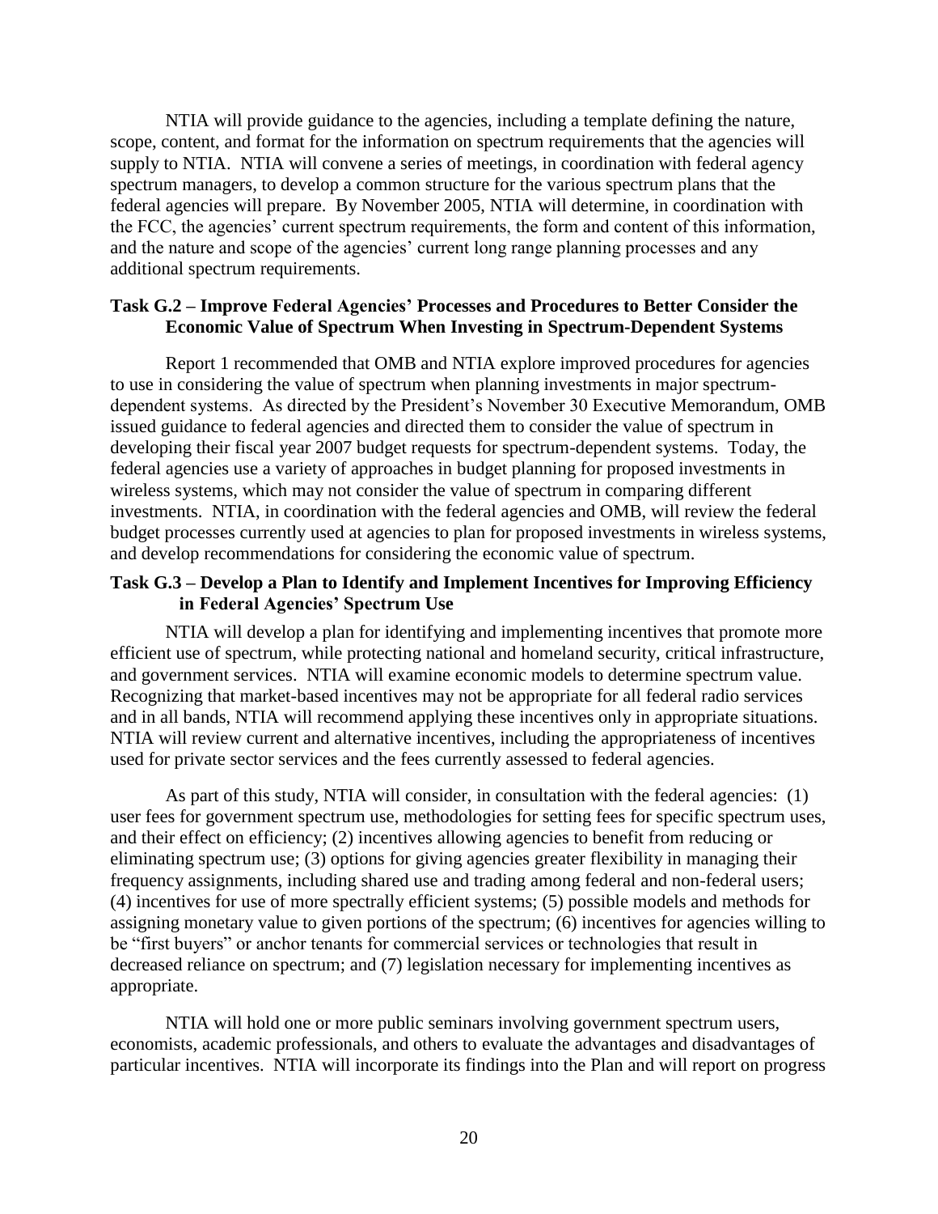NTIA will provide guidance to the agencies, including a template defining the nature, scope, content, and format for the information on spectrum requirements that the agencies will supply to NTIA. NTIA will convene a series of meetings, in coordination with federal agency spectrum managers, to develop a common structure for the various spectrum plans that the federal agencies will prepare. By November 2005, NTIA will determine, in coordination with the FCC, the agencies' current spectrum requirements, the form and content of this information, and the nature and scope of the agencies' current long range planning processes and any additional spectrum requirements.

### Task G.2 – Improve Federal Agencies' Processes and Procedures to Better Consider the Economic Value of Spectrum When Investing in Spectrum-Dependent Systems

Report 1 recommended that OMB and NTIA explore improved procedures for agencies to use in considering the value of spectrum when planning investments in major spectrum-dependent systems. As directed by the President's November 30 Executive Memorandum, OMB issued guidance to federal agencies and directed them to consider the value of spectrum in developing their fiscal year 2007 budget requests for spectrum-dependent systems. Today, the federal agencies use a variety of approaches in budget planning for proposed investments in wireless systems, which may not consider the value of spectrum in comparing different investments. NTIA, in coordination with the federal agencies and OMB, will review the federal budget processes currently used at agencies to plan for proposed investments in wireless systems, and develop recommendations for considering the economic value of spectrum.

### Task G.3 – Develop a Plan to Identify and Implement Incentives for Improving Efficiency in Federal Agencies' Spectrum Use

NTIA will develop a plan for identifying and implementing incentives that promote more efficient use of spectrum, while protecting national and homeland security, critical infrastructure, and government services. NTIA will examine economic models to determine spectrum value. Recognizing that market-based incentives may not be appropriate for all federal radio services and in all bands, NTIA will recommend applying these incentives only in appropriate situations. NTIA will review current and alternative incentives, including the appropriateness of incentives used for private sector services and the fees currently assessed to federal agencies.

As part of this study, NTIA will consider, in consultation with the federal agencies: (1) user fees for government spectrum use, methodologies for setting fees for specific spectrum uses, and their effect on efficiency; (2) incentives allowing agencies to benefit from reducing or eliminating spectrum use; (3) options for giving agencies greater flexibility in managing their frequency assignments, including shared use and trading among federal and non-federal users; (4) incentives for use of more spectrally efficient systems; (5) possible models and methods for assigning monetary value to given portions of the spectrum; (6) incentives for agencies willing to be "first buyers" or anchor tenants for commercial services or technologies that result in decreased reliance on spectrum; and (7) legislation necessary for implementing incentives as appropriate.

NTIA will hold one or more public seminars involving government spectrum users, economists, academic professionals, and others to evaluate the advantages and disadvantages of particular incentives. NTIA will incorporate its findings into the Plan and will report on progress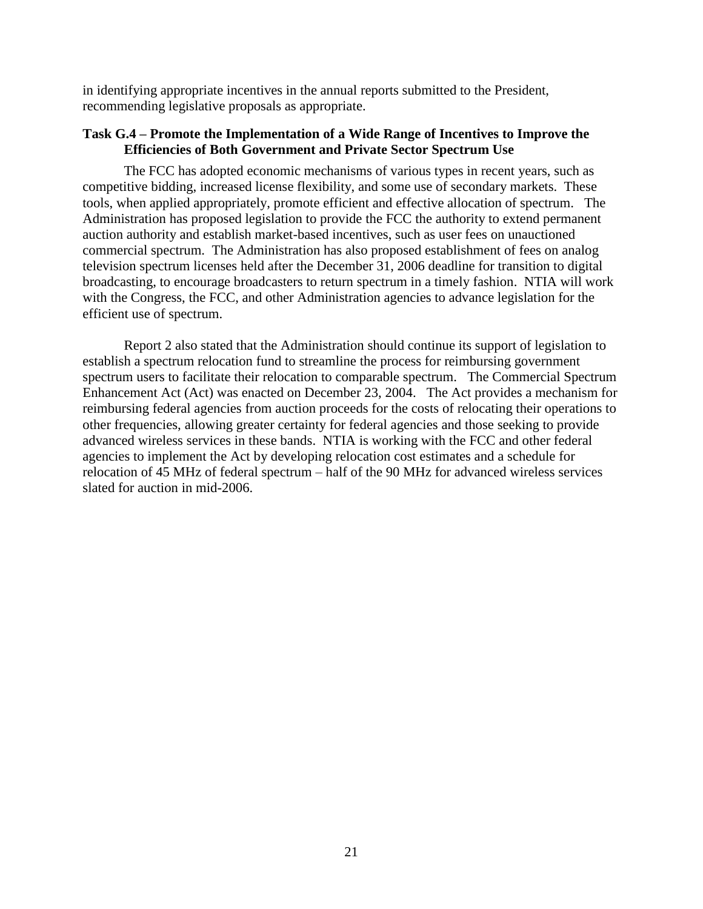in identifying appropriate incentives in the annual reports submitted to the President, recommending legislative proposals as appropriate.

**Task G.4 – Promote the Implementation of a Wide Range of Incentives to Improve the Efficiencies of Both Government and Private Sector Spectrum Use**

The FCC has adopted economic mechanisms of various types in recent years, such as competitive bidding, increased license flexibility, and some use of secondary markets. These tools, when applied appropriately, promote efficient and effective allocation of spectrum. The Administration has proposed legislation to provide the FCC the authority to extend permanent auction authority and establish market-based incentives, such as user fees on unauctioned commercial spectrum. The Administration has also proposed establishment of fees on analog television spectrum licenses held after the December 31, 2006 deadline for transition to digital broadcasting, to encourage broadcasters to return spectrum in a timely fashion. NTIA will work with the Congress, the FCC, and other Administration agencies to advance legislation for the efficient use of spectrum.

Report 2 also stated that the Administration should continue its support of legislation to establish a spectrum relocation fund to streamline the process for reimbursing government spectrum users to facilitate their relocation to comparable spectrum. The Commercial Spectrum Enhancement Act (Act) was enacted on December 23, 2004. The Act provides a mechanism for reimbursing federal agencies from auction proceeds for the costs of relocating their operations to other frequencies, allowing greater certainty for federal agencies and those seeking to provide advanced wireless services in these bands. NTIA is working with the FCC and other federal agencies to implement the Act by developing relocation cost estimates and a schedule for relocation of 45 MHz of federal spectrum – half of the 90 MHz for advanced wireless services slated for auction in mid-2006.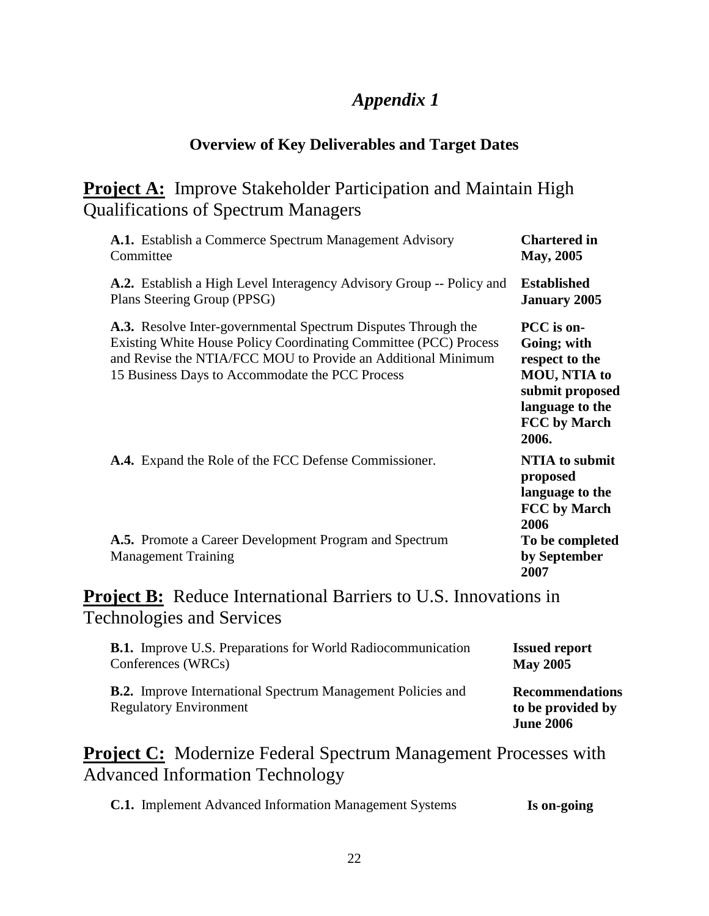# *Appendix 1*

## Overview of Key Deliverables and Target Dates

## **Project A:** Improve Stakeholder Participation and Maintain High Qualifications of Spectrum Managers

| | |
|---|---|
| **A.1.** Establish a Commerce Spectrum Management Advisory Committee | **Chartered in May, 2005** |
| **A.2.** Establish a High Level Interagency Advisory Group -- Policy and Plans Steering Group (PPSG) | **Established January 2005** |
| **A.3.** Resolve Inter-governmental Spectrum Disputes Through the Existing White House Policy Coordinating Committee (PCC) Process and Revise the NTIA/FCC MOU to Provide an Additional Minimum 15 Business Days to Accommodate the PCC Process | **PCC is on-Going; with respect to the MOU, NTIA to submit proposed language to the FCC by March 2006.** |
| **A.4.** Expand the Role of the FCC Defense Commissioner. | **NTIA to submit proposed language to the FCC by March 2006** |
| **A.5.** Promote a Career Development Program and Spectrum Management Training | **To be completed by September 2007** |

## **Project B:** Reduce International Barriers to U.S. Innovations in Technologies and Services

| | |
|---|---|
| **B.1.** Improve U.S. Preparations for World Radiocommunication Conferences (WRCs) | **Issued report May 2005** |
| **B.2.** Improve International Spectrum Management Policies and Regulatory Environment | **Recommendations to be provided by June 2006** |

## **Project C:** Modernize Federal Spectrum Management Processes with Advanced Information Technology

| | |
|---|---|
| **C.1.** Implement Advanced Information Management Systems | **Is on-going** |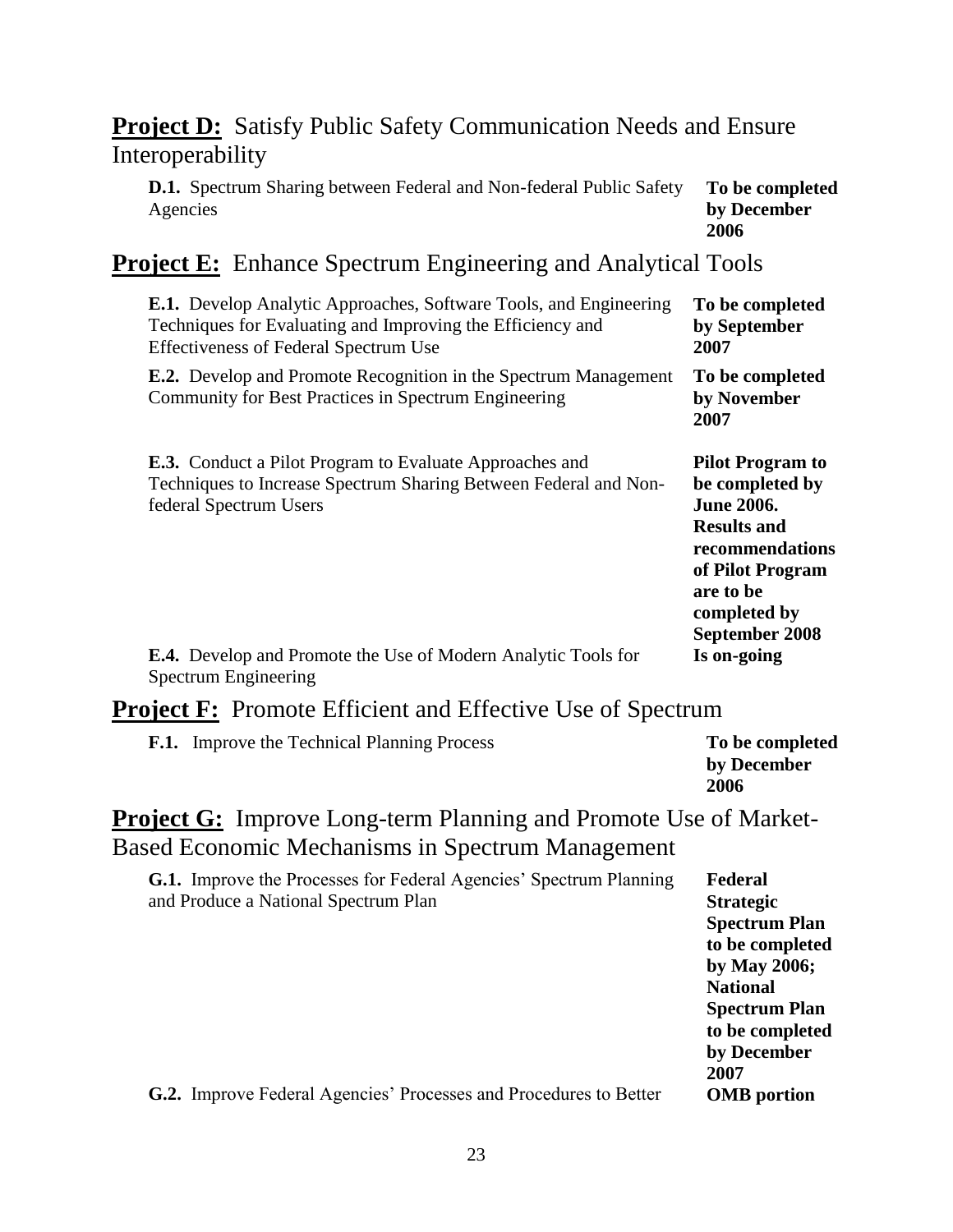## **Project D:** Satisfy Public Safety Communication Needs and Ensure Interoperability

| | |
|---|---|
| **D.1.** Spectrum Sharing between Federal and Non-federal Public Safety Agencies | **To be completed by December 2006** |

## **Project E:** Enhance Spectrum Engineering and Analytical Tools

| | |
|---|---|
| **E.1.** Develop Analytic Approaches, Software Tools, and Engineering Techniques for Evaluating and Improving the Efficiency and Effectiveness of Federal Spectrum Use | **To be completed by September 2007** |
| **E.2.** Develop and Promote Recognition in the Spectrum Management Community for Best Practices in Spectrum Engineering | **To be completed by November 2007** |
| **E.3.** Conduct a Pilot Program to Evaluate Approaches and Techniques to Increase Spectrum Sharing Between Federal and Non-federal Spectrum Users | **Pilot Program to be completed by June 2006. Results and recommendations of Pilot Program are to be completed by September 2008** |
| **E.4.** Develop and Promote the Use of Modern Analytic Tools for Spectrum Engineering | **Is on-going** |

## **Project F:** Promote Efficient and Effective Use of Spectrum

| | |
|---|---|
| **F.1.** Improve the Technical Planning Process | **To be completed by December 2006** |

## **Project G:** Improve Long-term Planning and Promote Use of Market-Based Economic Mechanisms in Spectrum Management

| | |
|---|---|
| **G.1.** Improve the Processes for Federal Agencies' Spectrum Planning and Produce a National Spectrum Plan | **Federal Strategic Spectrum Plan to be completed by May 2006; National Spectrum Plan to be completed by December 2007** |
| **G.2.** Improve Federal Agencies' Processes and Procedures to Better | **OMB portion** |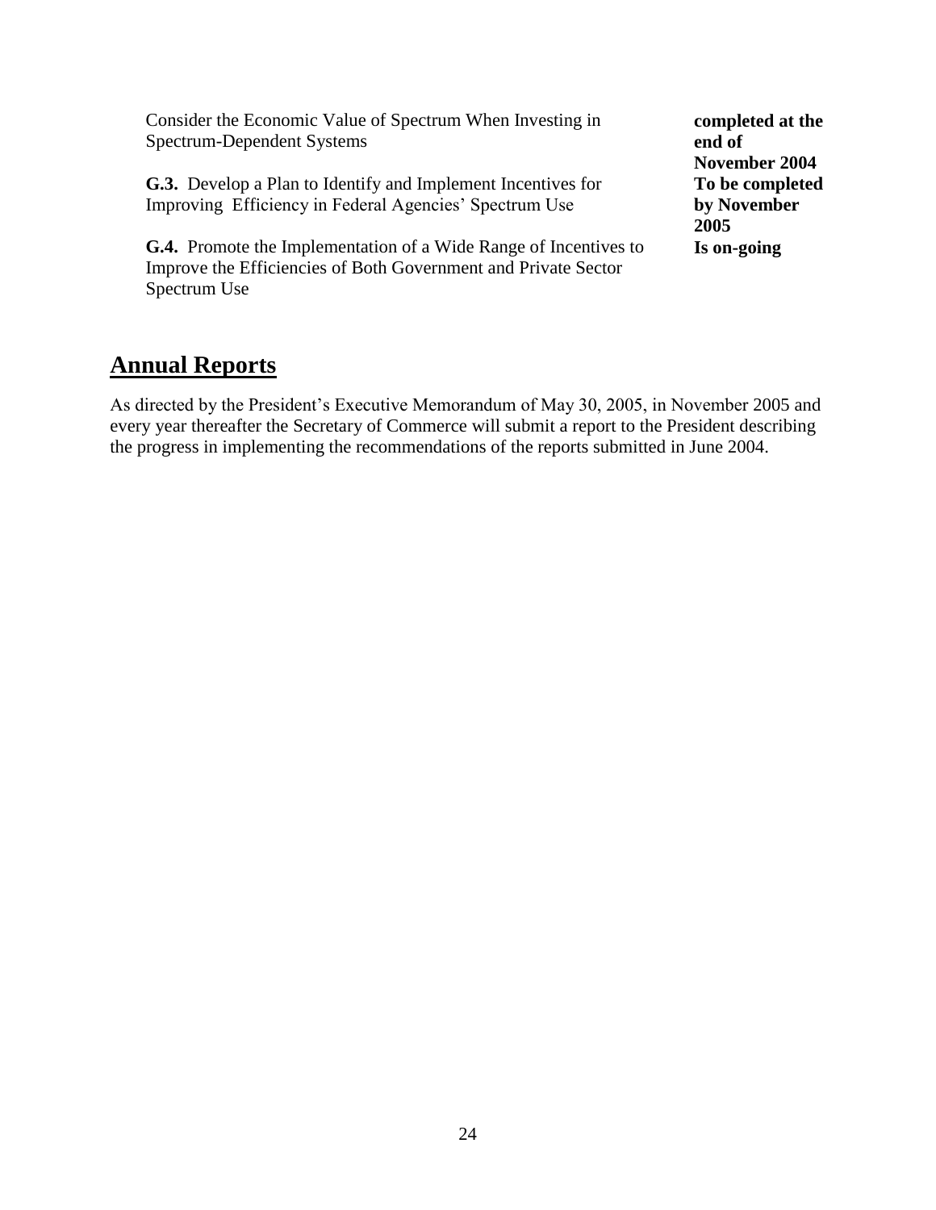| | |
|---|---|
| Consider the Economic Value of Spectrum When Investing in Spectrum-Dependent Systems | **completed at the end of November 2004** |
| **G.3.** Develop a Plan to Identify and Implement Incentives for Improving Efficiency in Federal Agencies' Spectrum Use | **To be completed by November 2005** |
| **G.4.** Promote the Implementation of a Wide Range of Incentives to Improve the Efficiencies of Both Government and Private Sector Spectrum Use | **Is on-going** |

## Annual Reports

As directed by the President's Executive Memorandum of May 30, 2005, in November 2005 and every year thereafter the Secretary of Commerce will submit a report to the President describing the progress in implementing the recommendations of the reports submitted in June 2004.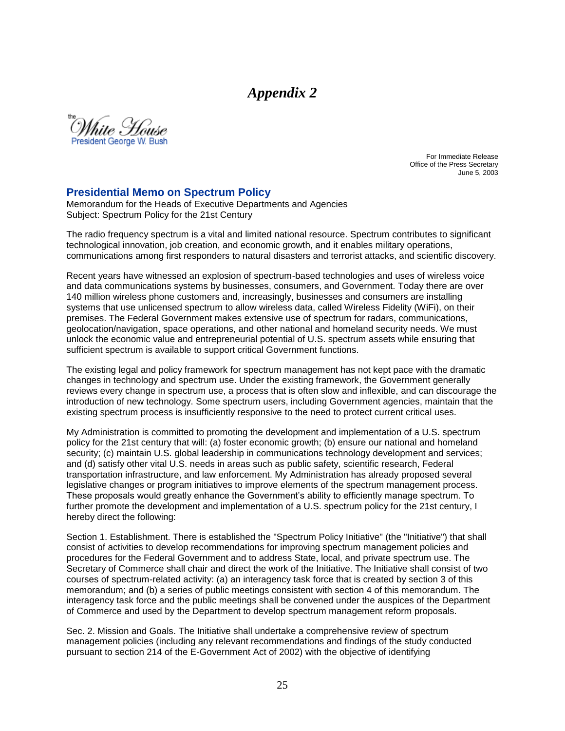# *Appendix 2*

the White House
President George W. Bush

For Immediate Release
Office of the Press Secretary
June 5, 2003

## Presidential Memo on Spectrum Policy

Memorandum for the Heads of Executive Departments and Agencies
Subject: Spectrum Policy for the 21st Century

The radio frequency spectrum is a vital and limited national resource. Spectrum contributes to significant technological innovation, job creation, and economic growth, and it enables military operations, communications among first responders to natural disasters and terrorist attacks, and scientific discovery.

Recent years have witnessed an explosion of spectrum-based technologies and uses of wireless voice and data communications systems by businesses, consumers, and Government. Today there are over 140 million wireless phone customers and, increasingly, businesses and consumers are installing systems that use unlicensed spectrum to allow wireless data, called Wireless Fidelity (WiFi), on their premises. The Federal Government makes extensive use of spectrum for radars, communications, geolocation/navigation, space operations, and other national and homeland security needs. We must unlock the economic value and entrepreneurial potential of U.S. spectrum assets while ensuring that sufficient spectrum is available to support critical Government functions.

The existing legal and policy framework for spectrum management has not kept pace with the dramatic changes in technology and spectrum use. Under the existing framework, the Government generally reviews every change in spectrum use, a process that is often slow and inflexible, and can discourage the introduction of new technology. Some spectrum users, including Government agencies, maintain that the existing spectrum process is insufficiently responsive to the need to protect current critical uses.

My Administration is committed to promoting the development and implementation of a U.S. spectrum policy for the 21st century that will: (a) foster economic growth; (b) ensure our national and homeland security; (c) maintain U.S. global leadership in communications technology development and services; and (d) satisfy other vital U.S. needs in areas such as public safety, scientific research, Federal transportation infrastructure, and law enforcement. My Administration has already proposed several legislative changes or program initiatives to improve elements of the spectrum management process. These proposals would greatly enhance the Government's ability to efficiently manage spectrum. To further promote the development and implementation of a U.S. spectrum policy for the 21st century, I hereby direct the following:

Section 1. Establishment. There is established the "Spectrum Policy Initiative" (the "Initiative") that shall consist of activities to develop recommendations for improving spectrum management policies and procedures for the Federal Government and to address State, local, and private spectrum use. The Secretary of Commerce shall chair and direct the work of the Initiative. The Initiative shall consist of two courses of spectrum-related activity: (a) an interagency task force that is created by section 3 of this memorandum; and (b) a series of public meetings consistent with section 4 of this memorandum. The interagency task force and the public meetings shall be convened under the auspices of the Department of Commerce and used by the Department to develop spectrum management reform proposals.

Sec. 2. Mission and Goals. The Initiative shall undertake a comprehensive review of spectrum management policies (including any relevant recommendations and findings of the study conducted pursuant to section 214 of the E-Government Act of 2002) with the objective of identifying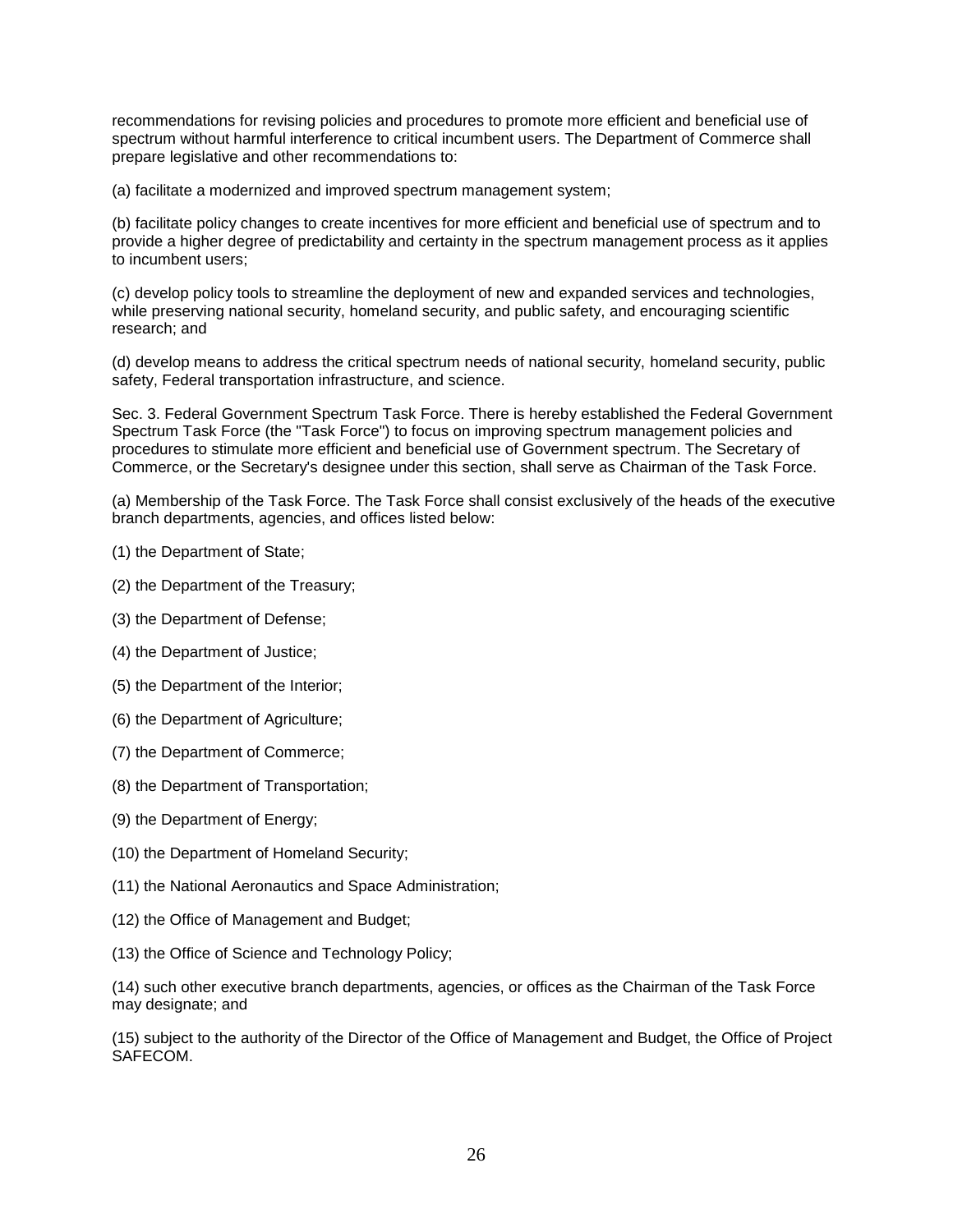recommendations for revising policies and procedures to promote more efficient and beneficial use of spectrum without harmful interference to critical incumbent users. The Department of Commerce shall prepare legislative and other recommendations to:

(a) facilitate a modernized and improved spectrum management system;

(b) facilitate policy changes to create incentives for more efficient and beneficial use of spectrum and to provide a higher degree of predictability and certainty in the spectrum management process as it applies to incumbent users;

(c) develop policy tools to streamline the deployment of new and expanded services and technologies, while preserving national security, homeland security, and public safety, and encouraging scientific research; and

(d) develop means to address the critical spectrum needs of national security, homeland security, public safety, Federal transportation infrastructure, and science.

Sec. 3. Federal Government Spectrum Task Force. There is hereby established the Federal Government Spectrum Task Force (the "Task Force") to focus on improving spectrum management policies and procedures to stimulate more efficient and beneficial use of Government spectrum. The Secretary of Commerce, or the Secretary's designee under this section, shall serve as Chairman of the Task Force.

(a) Membership of the Task Force. The Task Force shall consist exclusively of the heads of the executive branch departments, agencies, and offices listed below:

(1) the Department of State;

(2) the Department of the Treasury;

(3) the Department of Defense;

(4) the Department of Justice;

(5) the Department of the Interior;

(6) the Department of Agriculture;

(7) the Department of Commerce;

(8) the Department of Transportation;

(9) the Department of Energy;

(10) the Department of Homeland Security;

(11) the National Aeronautics and Space Administration;

(12) the Office of Management and Budget;

(13) the Office of Science and Technology Policy;

(14) such other executive branch departments, agencies, or offices as the Chairman of the Task Force may designate; and

(15) subject to the authority of the Director of the Office of Management and Budget, the Office of Project SAFECOM.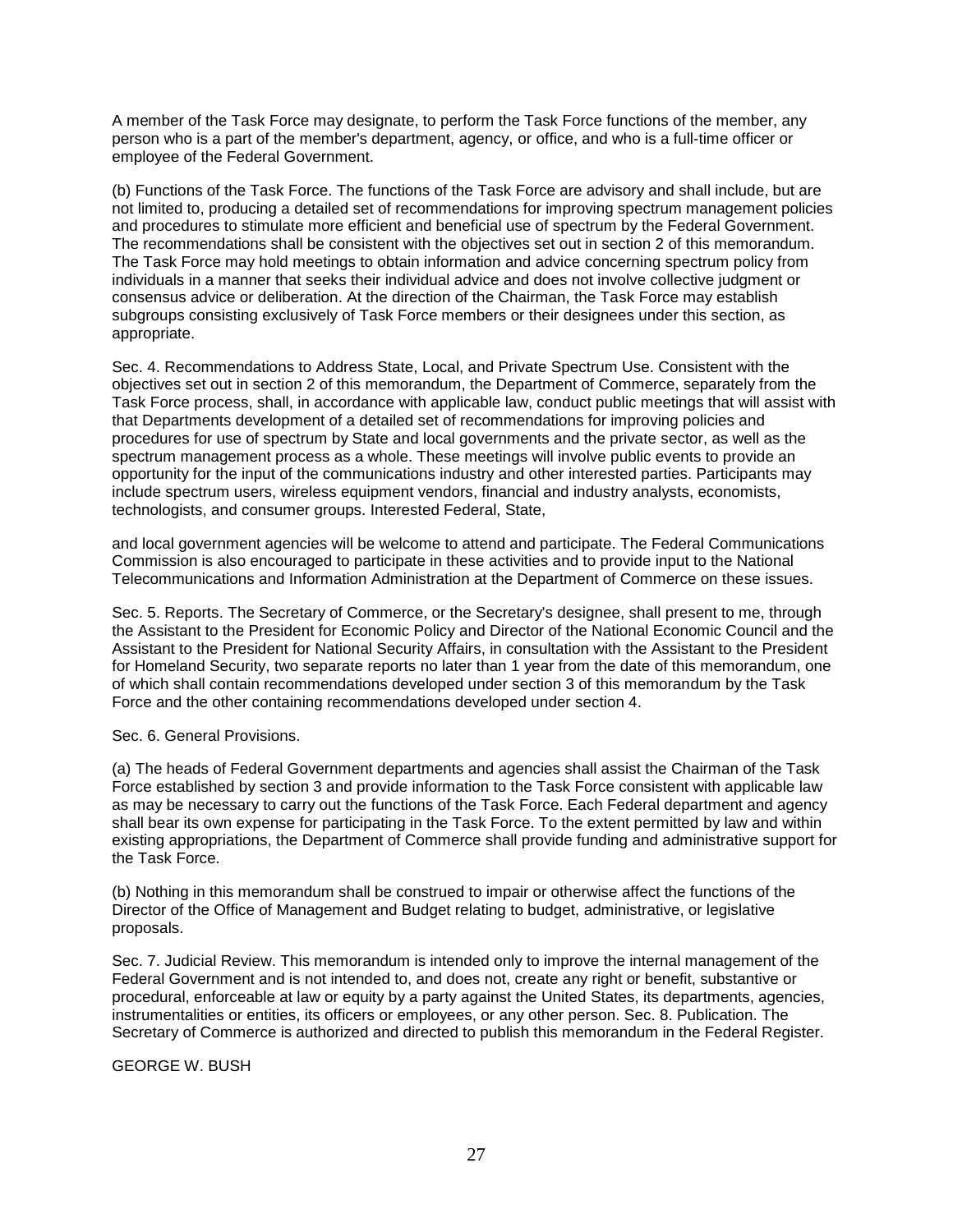A member of the Task Force may designate, to perform the Task Force functions of the member, any person who is a part of the member's department, agency, or office, and who is a full-time officer or employee of the Federal Government.

(b) Functions of the Task Force. The functions of the Task Force are advisory and shall include, but are not limited to, producing a detailed set of recommendations for improving spectrum management policies and procedures to stimulate more efficient and beneficial use of spectrum by the Federal Government. The recommendations shall be consistent with the objectives set out in section 2 of this memorandum. The Task Force may hold meetings to obtain information and advice concerning spectrum policy from individuals in a manner that seeks their individual advice and does not involve collective judgment or consensus advice or deliberation. At the direction of the Chairman, the Task Force may establish subgroups consisting exclusively of Task Force members or their designees under this section, as appropriate.

Sec. 4. Recommendations to Address State, Local, and Private Spectrum Use. Consistent with the objectives set out in section 2 of this memorandum, the Department of Commerce, separately from the Task Force process, shall, in accordance with applicable law, conduct public meetings that will assist with that Departments development of a detailed set of recommendations for improving policies and procedures for use of spectrum by State and local governments and the private sector, as well as the spectrum management process as a whole. These meetings will involve public events to provide an opportunity for the input of the communications industry and other interested parties. Participants may include spectrum users, wireless equipment vendors, financial and industry analysts, economists, technologists, and consumer groups. Interested Federal, State,

and local government agencies will be welcome to attend and participate. The Federal Communications Commission is also encouraged to participate in these activities and to provide input to the National Telecommunications and Information Administration at the Department of Commerce on these issues.

Sec. 5. Reports. The Secretary of Commerce, or the Secretary's designee, shall present to me, through the Assistant to the President for Economic Policy and Director of the National Economic Council and the Assistant to the President for National Security Affairs, in consultation with the Assistant to the President for Homeland Security, two separate reports no later than 1 year from the date of this memorandum, one of which shall contain recommendations developed under section 3 of this memorandum by the Task Force and the other containing recommendations developed under section 4.

Sec. 6. General Provisions.

(a) The heads of Federal Government departments and agencies shall assist the Chairman of the Task Force established by section 3 and provide information to the Task Force consistent with applicable law as may be necessary to carry out the functions of the Task Force. Each Federal department and agency shall bear its own expense for participating in the Task Force. To the extent permitted by law and within existing appropriations, the Department of Commerce shall provide funding and administrative support for the Task Force.

(b) Nothing in this memorandum shall be construed to impair or otherwise affect the functions of the Director of the Office of Management and Budget relating to budget, administrative, or legislative proposals.

Sec. 7. Judicial Review. This memorandum is intended only to improve the internal management of the Federal Government and is not intended to, and does not, create any right or benefit, substantive or procedural, enforceable at law or equity by a party against the United States, its departments, agencies, instrumentalities or entities, its officers or employees, or any other person. Sec. 8. Publication. The Secretary of Commerce is authorized and directed to publish this memorandum in the Federal Register.

GEORGE W. BUSH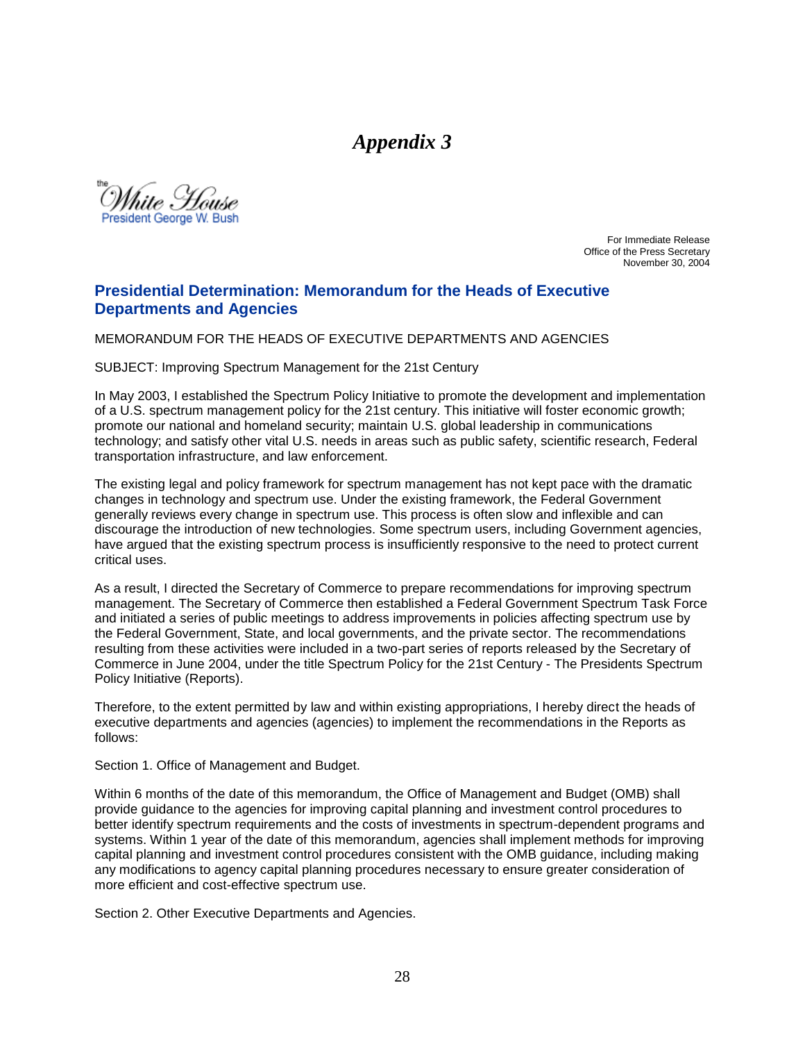# *Appendix 3*

the White House
President George W. Bush

For Immediate Release
Office of the Press Secretary
November 30, 2004

## Presidential Determination: Memorandum for the Heads of Executive Departments and Agencies

MEMORANDUM FOR THE HEADS OF EXECUTIVE DEPARTMENTS AND AGENCIES

SUBJECT: Improving Spectrum Management for the 21st Century

In May 2003, I established the Spectrum Policy Initiative to promote the development and implementation of a U.S. spectrum management policy for the 21st century. This initiative will foster economic growth; promote our national and homeland security; maintain U.S. global leadership in communications technology; and satisfy other vital U.S. needs in areas such as public safety, scientific research, Federal transportation infrastructure, and law enforcement.

The existing legal and policy framework for spectrum management has not kept pace with the dramatic changes in technology and spectrum use. Under the existing framework, the Federal Government generally reviews every change in spectrum use. This process is often slow and inflexible and can discourage the introduction of new technologies. Some spectrum users, including Government agencies, have argued that the existing spectrum process is insufficiently responsive to the need to protect current critical uses.

As a result, I directed the Secretary of Commerce to prepare recommendations for improving spectrum management. The Secretary of Commerce then established a Federal Government Spectrum Task Force and initiated a series of public meetings to address improvements in policies affecting spectrum use by the Federal Government, State, and local governments, and the private sector. The recommendations resulting from these activities were included in a two-part series of reports released by the Secretary of Commerce in June 2004, under the title Spectrum Policy for the 21st Century - The Presidents Spectrum Policy Initiative (Reports).

Therefore, to the extent permitted by law and within existing appropriations, I hereby direct the heads of executive departments and agencies (agencies) to implement the recommendations in the Reports as follows:

Section 1. Office of Management and Budget.

Within 6 months of the date of this memorandum, the Office of Management and Budget (OMB) shall provide guidance to the agencies for improving capital planning and investment control procedures to better identify spectrum requirements and the costs of investments in spectrum-dependent programs and systems. Within 1 year of the date of this memorandum, agencies shall implement methods for improving capital planning and investment control procedures consistent with the OMB guidance, including making any modifications to agency capital planning procedures necessary to ensure greater consideration of more efficient and cost-effective spectrum use.

Section 2. Other Executive Departments and Agencies.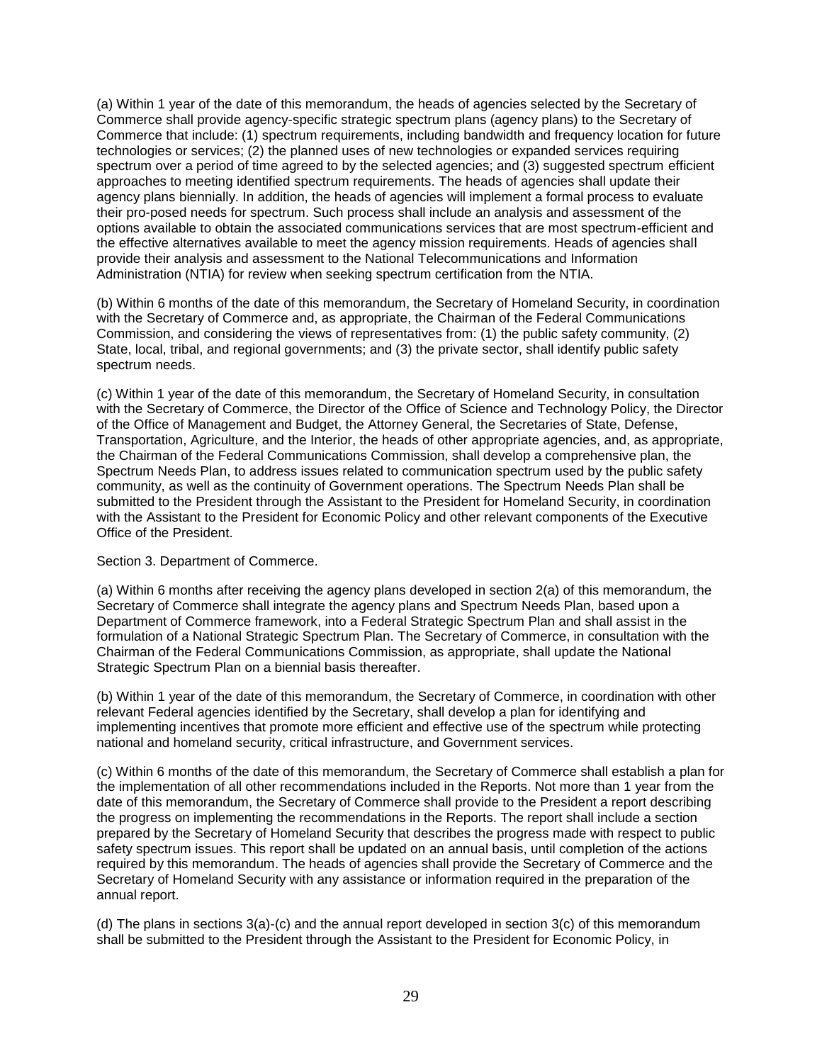(a) Within 1 year of the date of this memorandum, the heads of agencies selected by the Secretary of Commerce shall provide agency-specific strategic spectrum plans (agency plans) to the Secretary of Commerce that include: (1) spectrum requirements, including bandwidth and frequency location for future technologies or services; (2) the planned uses of new technologies or expanded services requiring spectrum over a period of time agreed to by the selected agencies; and (3) suggested spectrum efficient approaches to meeting identified spectrum requirements. The heads of agencies shall update their agency plans biennially. In addition, the heads of agencies will implement a formal process to evaluate their pro-posed needs for spectrum. Such process shall include an analysis and assessment of the options available to obtain the associated communications services that are most spectrum-efficient and the effective alternatives available to meet the agency mission requirements. Heads of agencies shall provide their analysis and assessment to the National Telecommunications and Information Administration (NTIA) for review when seeking spectrum certification from the NTIA.

(b) Within 6 months of the date of this memorandum, the Secretary of Homeland Security, in coordination with the Secretary of Commerce and, as appropriate, the Chairman of the Federal Communications Commission, and considering the views of representatives from: (1) the public safety community, (2) State, local, tribal, and regional governments; and (3) the private sector, shall identify public safety spectrum needs.

(c) Within 1 year of the date of this memorandum, the Secretary of Homeland Security, in consultation with the Secretary of Commerce, the Director of the Office of Science and Technology Policy, the Director of the Office of Management and Budget, the Attorney General, the Secretaries of State, Defense, Transportation, Agriculture, and the Interior, the heads of other appropriate agencies, and, as appropriate, the Chairman of the Federal Communications Commission, shall develop a comprehensive plan, the Spectrum Needs Plan, to address issues related to communication spectrum used by the public safety community, as well as the continuity of Government operations. The Spectrum Needs Plan shall be submitted to the President through the Assistant to the President for Homeland Security, in coordination with the Assistant to the President for Economic Policy and other relevant components of the Executive Office of the President.

Section 3. Department of Commerce.

(a) Within 6 months after receiving the agency plans developed in section 2(a) of this memorandum, the Secretary of Commerce shall integrate the agency plans and Spectrum Needs Plan, based upon a Department of Commerce framework, into a Federal Strategic Spectrum Plan and shall assist in the formulation of a National Strategic Spectrum Plan. The Secretary of Commerce, in consultation with the Chairman of the Federal Communications Commission, as appropriate, shall update the National Strategic Spectrum Plan on a biennial basis thereafter.

(b) Within 1 year of the date of this memorandum, the Secretary of Commerce, in coordination with other relevant Federal agencies identified by the Secretary, shall develop a plan for identifying and implementing incentives that promote more efficient and effective use of the spectrum while protecting national and homeland security, critical infrastructure, and Government services.

(c) Within 6 months of the date of this memorandum, the Secretary of Commerce shall establish a plan for the implementation of all other recommendations included in the Reports. Not more than 1 year from the date of this memorandum, the Secretary of Commerce shall provide to the President a report describing the progress on implementing the recommendations in the Reports. The report shall include a section prepared by the Secretary of Homeland Security that describes the progress made with respect to public safety spectrum issues. This report shall be updated on an annual basis, until completion of the actions required by this memorandum. The heads of agencies shall provide the Secretary of Commerce and the Secretary of Homeland Security with any assistance or information required in the preparation of the annual report.

(d) The plans in sections 3(a)-(c) and the annual report developed in section 3(c) of this memorandum shall be submitted to the President through the Assistant to the President for Economic Policy, in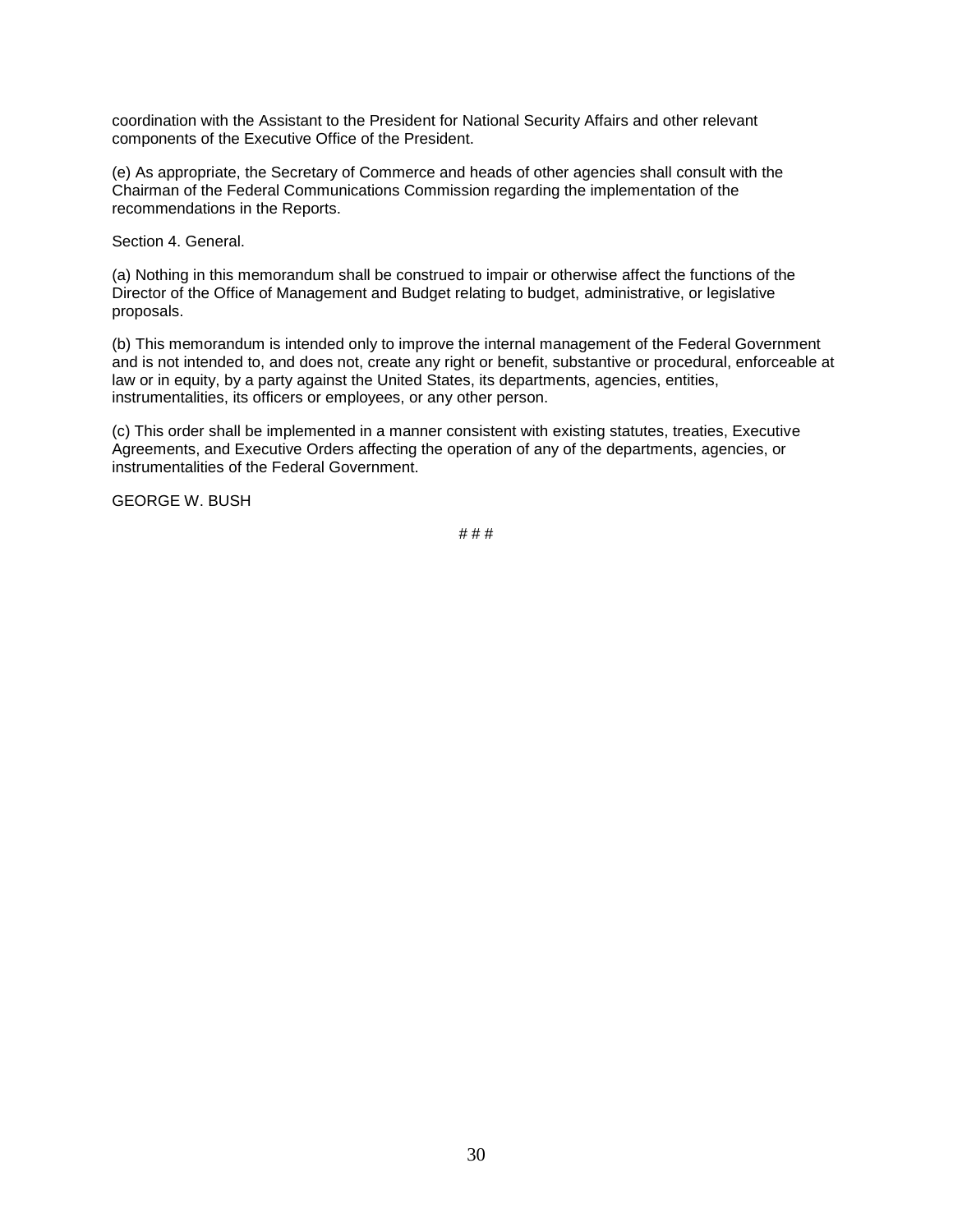coordination with the Assistant to the President for National Security Affairs and other relevant components of the Executive Office of the President.

(e) As appropriate, the Secretary of Commerce and heads of other agencies shall consult with the Chairman of the Federal Communications Commission regarding the implementation of the recommendations in the Reports.

Section 4. General.

(a) Nothing in this memorandum shall be construed to impair or otherwise affect the functions of the Director of the Office of Management and Budget relating to budget, administrative, or legislative proposals.

(b) This memorandum is intended only to improve the internal management of the Federal Government and is not intended to, and does not, create any right or benefit, substantive or procedural, enforceable at law or in equity, by a party against the United States, its departments, agencies, entities, instrumentalities, its officers or employees, or any other person.

(c) This order shall be implemented in a manner consistent with existing statutes, treaties, Executive Agreements, and Executive Orders affecting the operation of any of the departments, agencies, or instrumentalities of the Federal Government.

GEORGE W. BUSH

# # #